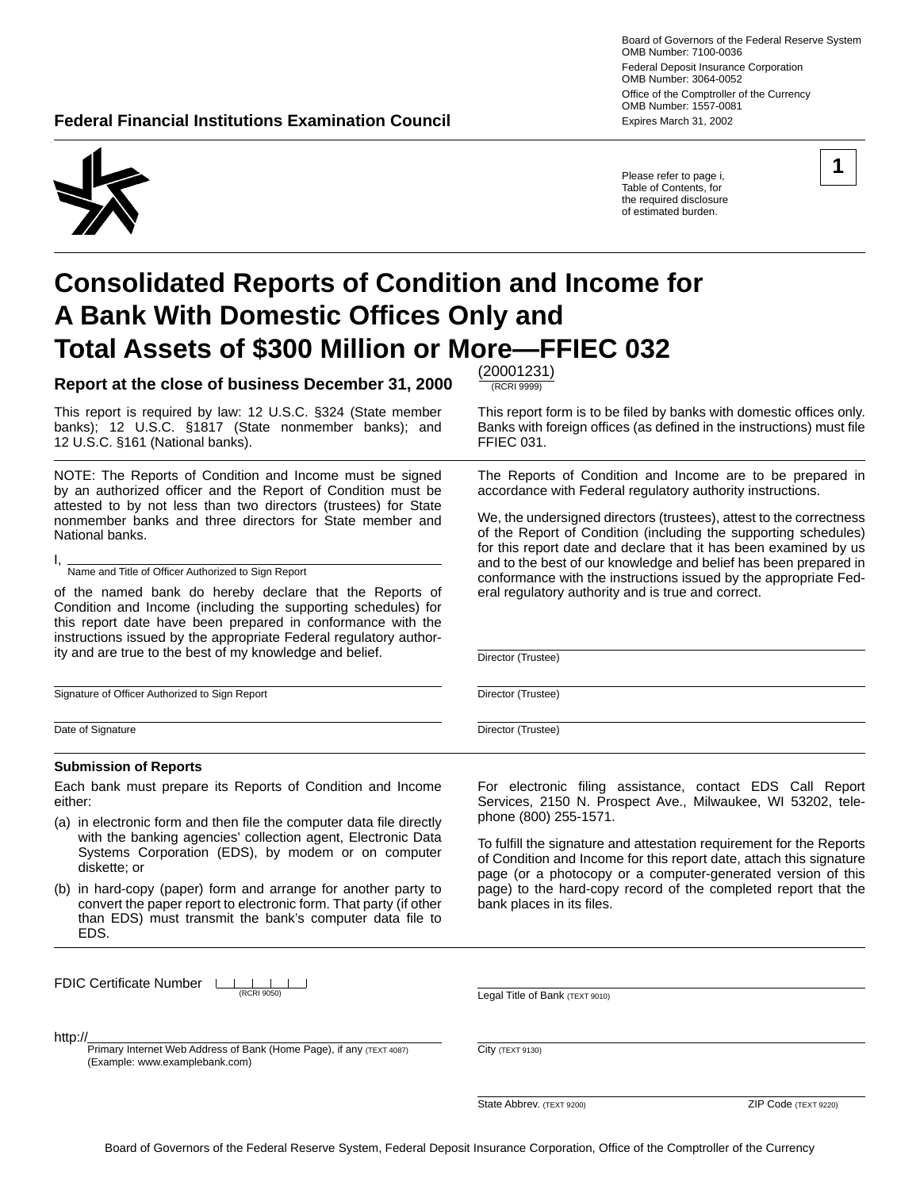Board of Governors of the Federal Reserve System
OMB Number: 7100-0036

Federal Deposit Insurance Corporation
OMB Number: 3064-0052

Office of the Comptroller of the Currency
OMB Number: 1557-0081

Expires March 31, 2002

**Federal Financial Institutions Examination Council**

Please refer to page i, Table of Contents, for the required disclosure of estimated burden.

**1**

# Consolidated Reports of Condition and Income for A Bank With Domestic Offices Only and Total Assets of $300 Million or More—FFIEC 032

**Report at the close of business December 31, 2000** (20001231) (RCRI 9999)

This report is required by law: 12 U.S.C. §324 (State member banks); 12 U.S.C. §1817 (State nonmember banks); and 12 U.S.C. §161 (National banks).

This report form is to be filed by banks with domestic offices only. Banks with foreign offices (as defined in the instructions) must file FFIEC 031.

NOTE: The Reports of Condition and Income must be signed by an authorized officer and the Report of Condition must be attested to by not less than two directors (trustees) for State nonmember banks and three directors for State member and National banks.

I, ______________________________
Name and Title of Officer Authorized to Sign Report

of the named bank do hereby declare that the Reports of Condition and Income (including the supporting schedules) for this report date have been prepared in conformance with the instructions issued by the appropriate Federal regulatory authority and are true to the best of my knowledge and belief.

______________________________
Signature of Officer Authorized to Sign Report

______________________________
Date of Signature

The Reports of Condition and Income are to be prepared in accordance with Federal regulatory authority instructions.

We, the undersigned directors (trustees), attest to the correctness of the Report of Condition (including the supporting schedules) for this report date and declare that it has been examined by us and to the best of our knowledge and belief has been prepared in conformance with the instructions issued by the appropriate Federal regulatory authority and is true and correct.

______________________________
Director (Trustee)

______________________________
Director (Trustee)

______________________________
Director (Trustee)

### Submission of Reports

Each bank must prepare its Reports of Condition and Income either:

(a) in electronic form and then file the computer data file directly with the banking agencies' collection agent, Electronic Data Systems Corporation (EDS), by modem or on computer diskette; or

(b) in hard-copy (paper) form and arrange for another party to convert the paper report to electronic form. That party (if other than EDS) must transmit the bank's computer data file to EDS.

For electronic filing assistance, contact EDS Call Report Services, 2150 N. Prospect Ave., Milwaukee, WI 53202, telephone (800) 255-1571.

To fulfill the signature and attestation requirement for the Reports of Condition and Income for this report date, attach this signature page (or a photocopy or a computer-generated version of this page) to the hard-copy record of the completed report that the bank places in its files.

FDIC Certificate Number ______ (RCRI 9050)

http://______________________________
Primary Internet Web Address of Bank (Home Page), if any (TEXT 4087)
(Example: www.examplebank.com)

______________________________
Legal Title of Bank (TEXT 9010)

______________________________
City (TEXT 9130)

______________________________
State Abbrev. (TEXT 9200) ZIP Code (TEXT 9220)

Board of Governors of the Federal Reserve System, Federal Deposit Insurance Corporation, Office of the Comptroller of the Currency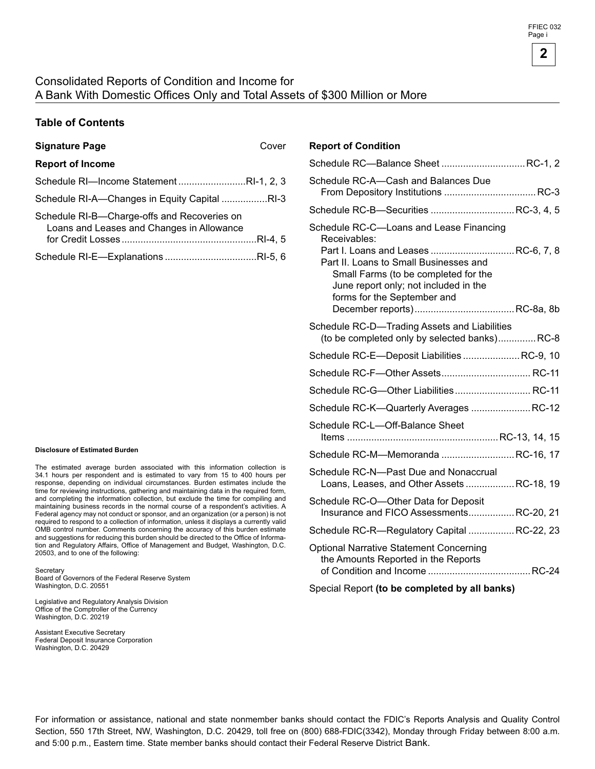# Consolidated Reports of Condition and Income for A Bank With Domestic Offices Only and Total Assets of $300 Million or More

## Table of Contents

**Signature Page** ........ Cover

**Report of Income**

Schedule RI—Income Statement ........ RI-1, 2, 3

Schedule RI-A—Changes in Equity Capital ........ RI-3

Schedule RI-B—Charge-offs and Recoveries on Loans and Leases and Changes in Allowance for Credit Losses ........ RI-4, 5

Schedule RI-E—Explanations ........ RI-5, 6

**Report of Condition**

Schedule RC—Balance Sheet ........ RC-1, 2

Schedule RC-A—Cash and Balances Due From Depository Institutions ........ RC-3

Schedule RC-B—Securities ........ RC-3, 4, 5

Schedule RC-C—Loans and Lease Financing Receivables:
Part I. Loans and Leases ........ RC-6, 7, 8
Part II. Loans to Small Businesses and Small Farms (to be completed for the June report only; not included in the forms for the September and December reports) ........ RC-8a, 8b

Schedule RC-D—Trading Assets and Liabilities (to be completed only by selected banks) ........ RC-8

Schedule RC-E—Deposit Liabilities ........ RC-9, 10

Schedule RC-F—Other Assets ........ RC-11

Schedule RC-G—Other Liabilities ........ RC-11

Schedule RC-K—Quarterly Averages ........ RC-12

Schedule RC-L—Off-Balance Sheet Items ........ RC-13, 14, 15

Schedule RC-M—Memoranda ........ RC-16, 17

Schedule RC-N—Past Due and Nonaccrual Loans, Leases, and Other Assets ........ RC-18, 19

Schedule RC-O—Other Data for Deposit Insurance and FICO Assessments ........ RC-20, 21

Schedule RC-R—Regulatory Capital ........ RC-22, 23

Optional Narrative Statement Concerning the Amounts Reported in the Reports of Condition and Income ........ RC-24

Special Report **(to be completed by all banks)**

**Disclosure of Estimated Burden**

The estimated average burden associated with this information collection is 34.1 hours per respondent and is estimated to vary from 15 to 400 hours per response, depending on individual circumstances. Burden estimates include the time for reviewing instructions, gathering and maintaining data in the required form, and completing the information collection, but exclude the time for compiling and maintaining business records in the normal course of a respondent's activities. A Federal agency may not conduct or sponsor, and an organization (or a person) is not required to respond to a collection of information, unless it displays a currently valid OMB control number. Comments concerning the accuracy of this burden estimate and suggestions for reducing this burden should be directed to the Office of Information and Regulatory Affairs, Office of Management and Budget, Washington, D.C. 20503, and to one of the following:

Secretary
Board of Governors of the Federal Reserve System
Washington, D.C. 20551

Legislative and Regulatory Analysis Division
Office of the Comptroller of the Currency
Washington, D.C. 20219

Assistant Executive Secretary
Federal Deposit Insurance Corporation
Washington, D.C. 20429

For information or assistance, national and state nonmember banks should contact the FDIC's Reports Analysis and Quality Control Section, 550 17th Street, NW, Washington, D.C. 20429, toll free on (800) 688-FDIC(3342), Monday through Friday between 8:00 a.m. and 5:00 p.m., Eastern time. State member banks should contact their Federal Reserve District Bank.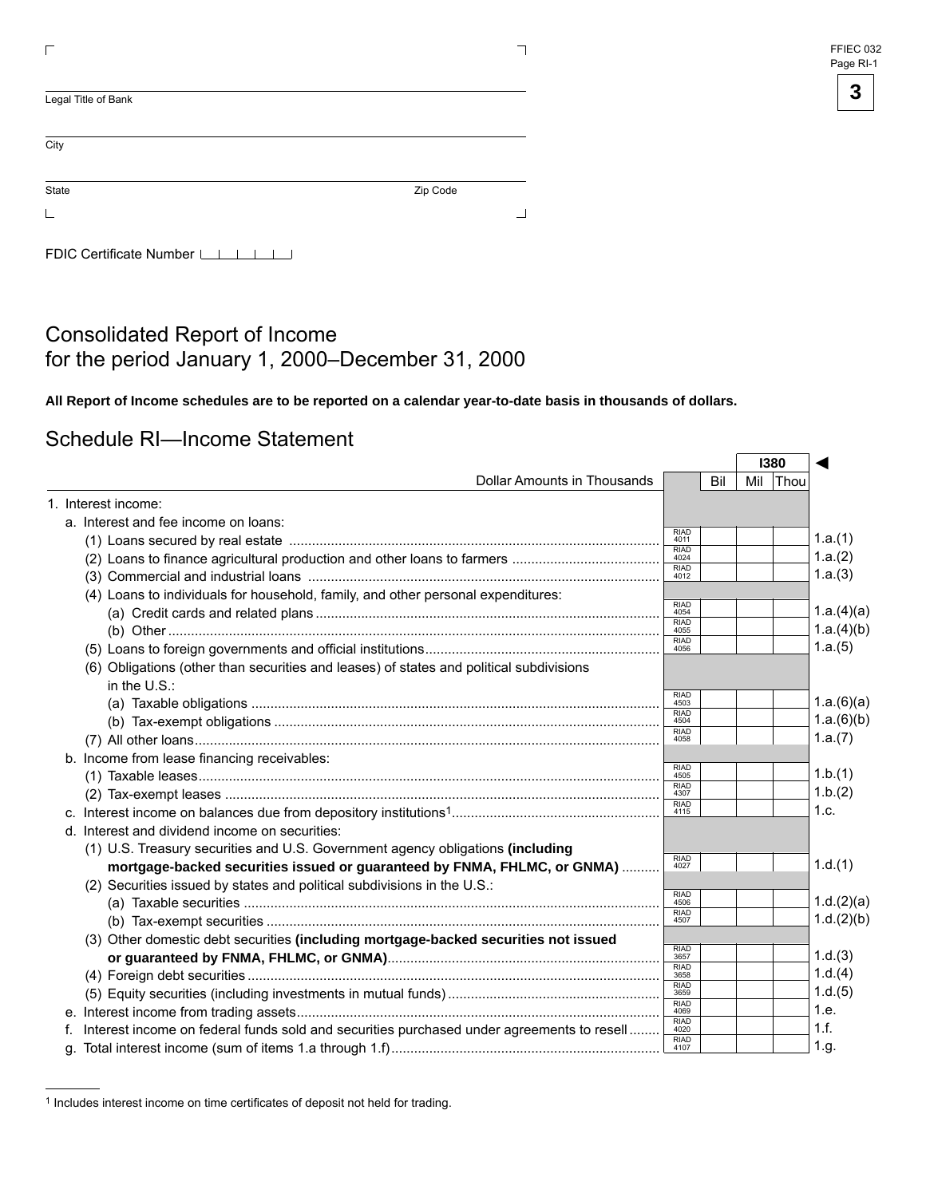Legal Title of Bank

City

State　　　　　　　　　　　　Zip Code

FDIC Certificate Number

# Consolidated Report of Income for the period January 1, 2000–December 31, 2000

**All Report of Income schedules are to be reported on a calendar year-to-date basis in thousands of dollars.**

## Schedule RI—Income Statement

| Dollar Amounts in Thousands | | Bil | Mil | Thou | |
|---|---|---|---|---|---|
| | | | **I380** | | ◄ |
| 1. Interest income: | | | | | |
| a. Interest and fee income on loans: | | | | | |
| (1) Loans secured by real estate | RIAD 4011 | | | | 1.a.(1) |
| (2) Loans to finance agricultural production and other loans to farmers | RIAD 4024 | | | | 1.a.(2) |
| (3) Commercial and industrial loans | RIAD 4012 | | | | 1.a.(3) |
| (4) Loans to individuals for household, family, and other personal expenditures: | | | | | |
| (a) Credit cards and related plans | RIAD 4054 | | | | 1.a.(4)(a) |
| (b) Other | RIAD 4055 | | | | 1.a.(4)(b) |
| (5) Loans to foreign governments and official institutions | RIAD 4056 | | | | 1.a.(5) |
| (6) Obligations (other than securities and leases) of states and political subdivisions in the U.S.: | | | | | |
| (a) Taxable obligations | RIAD 4503 | | | | 1.a.(6)(a) |
| (b) Tax-exempt obligations | RIAD 4504 | | | | 1.a.(6)(b) |
| (7) All other loans | RIAD 4058 | | | | 1.a.(7) |
| b. Income from lease financing receivables: | | | | | |
| (1) Taxable leases | RIAD 4505 | | | | 1.b.(1) |
| (2) Tax-exempt leases | RIAD 4307 | | | | 1.b.(2) |
| c. Interest income on balances due from depository institutions[1] | RIAD 4115 | | | | 1.c. |
| d. Interest and dividend income on securities: | | | | | |
| (1) U.S. Treasury securities and U.S. Government agency obligations **(including mortgage-backed securities issued or guaranteed by FNMA, FHLMC, or GNMA)** | RIAD 4027 | | | | 1.d.(1) |
| (2) Securities issued by states and political subdivisions in the U.S.: | | | | | |
| (a) Taxable securities | RIAD 4506 | | | | 1.d.(2)(a) |
| (b) Tax-exempt securities | RIAD 4507 | | | | 1.d.(2)(b) |
| (3) Other domestic debt securities **(including mortgage-backed securities not issued or guaranteed by FNMA, FHLMC, or GNMA)** | RIAD 3657 | | | | 1.d.(3) |
| (4) Foreign debt securities | RIAD 3658 | | | | 1.d.(4) |
| (5) Equity securities (including investments in mutual funds) | RIAD 3659 | | | | 1.d.(5) |
| e. Interest income from trading assets | RIAD 4069 | | | | 1.e. |
| f. Interest income on federal funds sold and securities purchased under agreements to resell | RIAD 4020 | | | | 1.f. |
| g. Total interest income (sum of items 1.a through 1.f) | RIAD 4107 | | | | 1.g. |

[1] Includes interest income on time certificates of deposit not held for trading.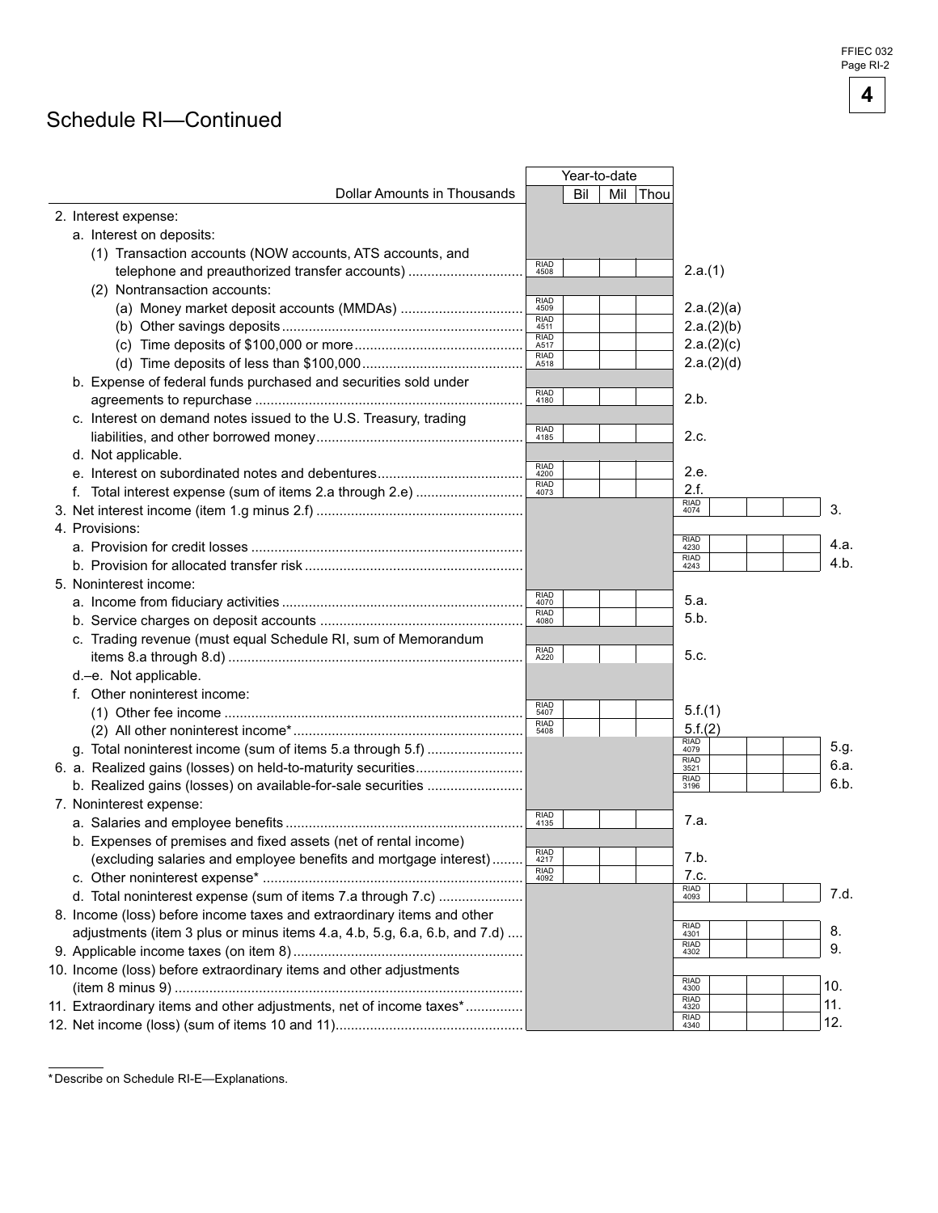## Schedule RI—Continued

| Dollar Amounts in Thousands | Year-to-date | | | |
|---|---|---|---|---|
| 2. Interest expense: | | | | |
| a. Interest on deposits: | | | | |
| (1) Transaction accounts (NOW accounts, ATS accounts, and telephone and preauthorized transfer accounts) | RIAD 4508 | | | 2.a.(1) |
| (2) Nontransaction accounts: | | | | |
| (a) Money market deposit accounts (MMDAs) | RIAD 4509 | | | 2.a.(2)(a) |
| (b) Other savings deposits | RIAD 4511 | | | 2.a.(2)(b) |
| (c) Time deposits of $100,000 or more | RIAD A517 | | | 2.a.(2)(c) |
| (d) Time deposits of less than $100,000 | RIAD A518 | | | 2.a.(2)(d) |
| b. Expense of federal funds purchased and securities sold under agreements to repurchase | RIAD 4180 | | | 2.b. |
| c. Interest on demand notes issued to the U.S. Treasury, trading liabilities, and other borrowed money | RIAD 4185 | | | 2.c. |
| d. Not applicable. | | | | |
| e. Interest on subordinated notes and debentures | RIAD 4200 | | | 2.e. |
| f. Total interest expense (sum of items 2.a through 2.e) | RIAD 4073 | | | 2.f. |
| 3. Net interest income (item 1.g minus 2.f) | | | RIAD 4074 | 3. |
| 4. Provisions: | | | | |
| a. Provision for credit losses | | | RIAD 4230 | 4.a. |
| b. Provision for allocated transfer risk | | | RIAD 4243 | 4.b. |
| 5. Noninterest income: | | | | |
| a. Income from fiduciary activities | RIAD 4070 | | | 5.a. |
| b. Service charges on deposit accounts | RIAD 4080 | | | 5.b. |
| c. Trading revenue (must equal Schedule RI, sum of Memorandum items 8.a through 8.d) | RIAD A220 | | | 5.c. |
| d.–e. Not applicable. | | | | |
| f. Other noninterest income: | | | | |
| (1) Other fee income | RIAD 5407 | | | 5.f.(1) |
| (2) All other noninterest income* | RIAD 5408 | | | 5.f.(2) |
| g. Total noninterest income (sum of items 5.a through 5.f) | | | RIAD 4079 | 5.g. |
| 6. a. Realized gains (losses) on held-to-maturity securities | | | RIAD 3521 | 6.a. |
| b. Realized gains (losses) on available-for-sale securities | | | RIAD 3196 | 6.b. |
| 7. Noninterest expense: | | | | |
| a. Salaries and employee benefits | RIAD 4135 | | | 7.a. |
| b. Expenses of premises and fixed assets (net of rental income) (excluding salaries and employee benefits and mortgage interest) | RIAD 4217 | | | 7.b. |
| c. Other noninterest expense* | RIAD 4092 | | | 7.c. |
| d. Total noninterest expense (sum of items 7.a through 7.c) | | | RIAD 4093 | 7.d. |
| 8. Income (loss) before income taxes and extraordinary items and other adjustments (item 3 plus or minus items 4.a, 4.b, 5.g, 6.a, 6.b, and 7.d) | | | RIAD 4301 | 8. |
| 9. Applicable income taxes (on item 8) | | | RIAD 4302 | 9. |
| 10. Income (loss) before extraordinary items and other adjustments (item 8 minus 9) | | | RIAD 4300 | 10. |
| 11. Extraordinary items and other adjustments, net of income taxes* | | | RIAD 4320 | 11. |
| 12. Net income (loss) (sum of items 10 and 11) | | | RIAD 4340 | 12. |

*Describe on Schedule RI-E—Explanations.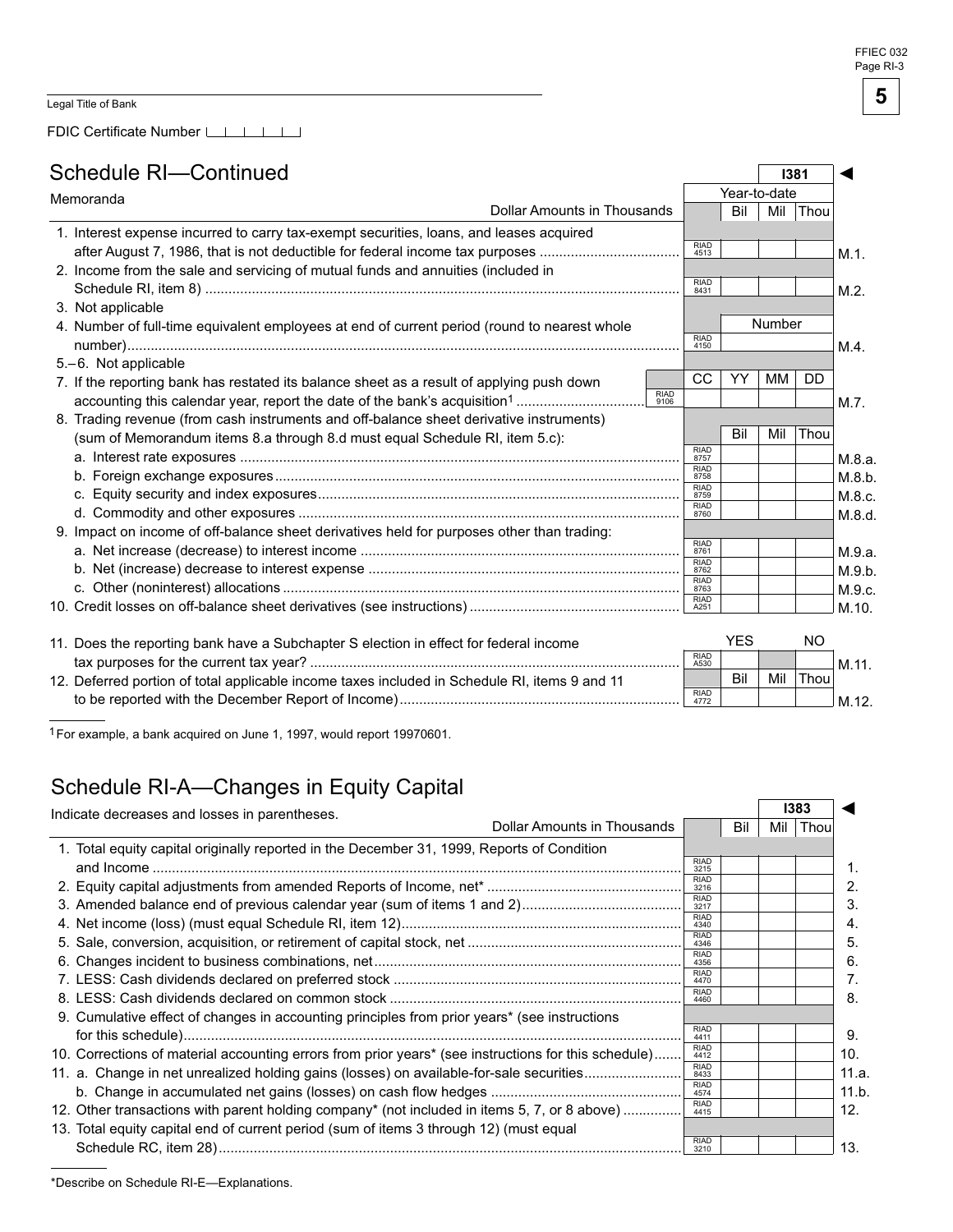FFIEC 032
Page RI-3

**5**

Legal Title of Bank

FDIC Certificate Number

## Schedule RI—Continued

**I381** ◄

Memoranda

| Dollar Amounts in Thousands | | Year-to-date Bil | Mil | Thou | |
|---|---|---|---|---|---|
| 1. Interest expense incurred to carry tax-exempt securities, loans, and leases acquired after August 7, 1986, that is not deductible for federal income tax purposes | RIAD 4513 | | | | M.1. |
| 2. Income from the sale and servicing of mutual funds and annuities (included in Schedule RI, item 8) | RIAD 8431 | | | | M.2. |
| 3. Not applicable | | | | | |
| 4. Number of full-time equivalent employees at end of current period (round to nearest whole number) | RIAD 4150 | Number | | | M.4. |
| 5.–6. Not applicable | | | | | |
| 7. If the reporting bank has restated its balance sheet as a result of applying push down accounting this calendar year, report the date of the bank's acquisition[1] | RIAD 9106 | CC YY MM DD | | | M.7. |
| 8. Trading revenue (from cash instruments and off-balance sheet derivative instruments) (sum of Memorandum items 8.a through 8.d must equal Schedule RI, item 5.c): | | Bil | Mil | Thou | |
| a. Interest rate exposures | RIAD 8757 | | | | M.8.a. |
| b. Foreign exchange exposures | RIAD 8758 | | | | M.8.b. |
| c. Equity security and index exposures | RIAD 8759 | | | | M.8.c. |
| d. Commodity and other exposures | RIAD 8760 | | | | M.8.d. |
| 9. Impact on income of off-balance sheet derivatives held for purposes other than trading: | | | | | |
| a. Net increase (decrease) to interest income | RIAD 8761 | | | | M.9.a. |
| b. Net (increase) decrease to interest expense | RIAD 8762 | | | | M.9.b. |
| c. Other (noninterest) allocations | RIAD 8763 | | | | M.9.c. |
| 10. Credit losses on off-balance sheet derivatives (see instructions) | RIAD A251 | | | | M.10. |
| 11. Does the reporting bank have a Subchapter S election in effect for federal income tax purposes for the current tax year? | RIAD A530 | YES | | NO | M.11. |
| 12. Deferred portion of total applicable income taxes included in Schedule RI, items 9 and 11 to be reported with the December Report of Income) | RIAD 4772 | Bil | Mil | Thou | M.12. |

[1] For example, a bank acquired on June 1, 1997, would report 19970601.

## Schedule RI-A—Changes in Equity Capital

**I383** ◄

Indicate decreases and losses in parentheses.

| Dollar Amounts in Thousands | | Bil | Mil | Thou | |
|---|---|---|---|---|---|
| 1. Total equity capital originally reported in the December 31, 1999, Reports of Condition and Income | RIAD 3215 | | | | 1. |
| 2. Equity capital adjustments from amended Reports of Income, net* | RIAD 3216 | | | | 2. |
| 3. Amended balance end of previous calendar year (sum of items 1 and 2) | RIAD 3217 | | | | 3. |
| 4. Net income (loss) (must equal Schedule RI, item 12) | RIAD 4340 | | | | 4. |
| 5. Sale, conversion, acquisition, or retirement of capital stock, net | RIAD 4346 | | | | 5. |
| 6. Changes incident to business combinations, net | RIAD 4356 | | | | 6. |
| 7. LESS: Cash dividends declared on preferred stock | RIAD 4470 | | | | 7. |
| 8. LESS: Cash dividends declared on common stock | RIAD 4460 | | | | 8. |
| 9. Cumulative effect of changes in accounting principles from prior years* (see instructions for this schedule) | RIAD 4411 | | | | 9. |
| 10. Corrections of material accounting errors from prior years* (see instructions for this schedule) | RIAD 4412 | | | | 10. |
| 11. a. Change in net unrealized holding gains (losses) on available-for-sale securities | RIAD 8433 | | | | 11.a. |
| b. Change in accumulated net gains (losses) on cash flow hedges | RIAD 4574 | | | | 11.b. |
| 12. Other transactions with parent holding company* (not included in items 5, 7, or 8 above) | RIAD 4415 | | | | 12. |
| 13. Total equity capital end of current period (sum of items 3 through 12) (must equal Schedule RC, item 28) | RIAD 3210 | | | | 13. |

*Describe on Schedule RI-E—Explanations.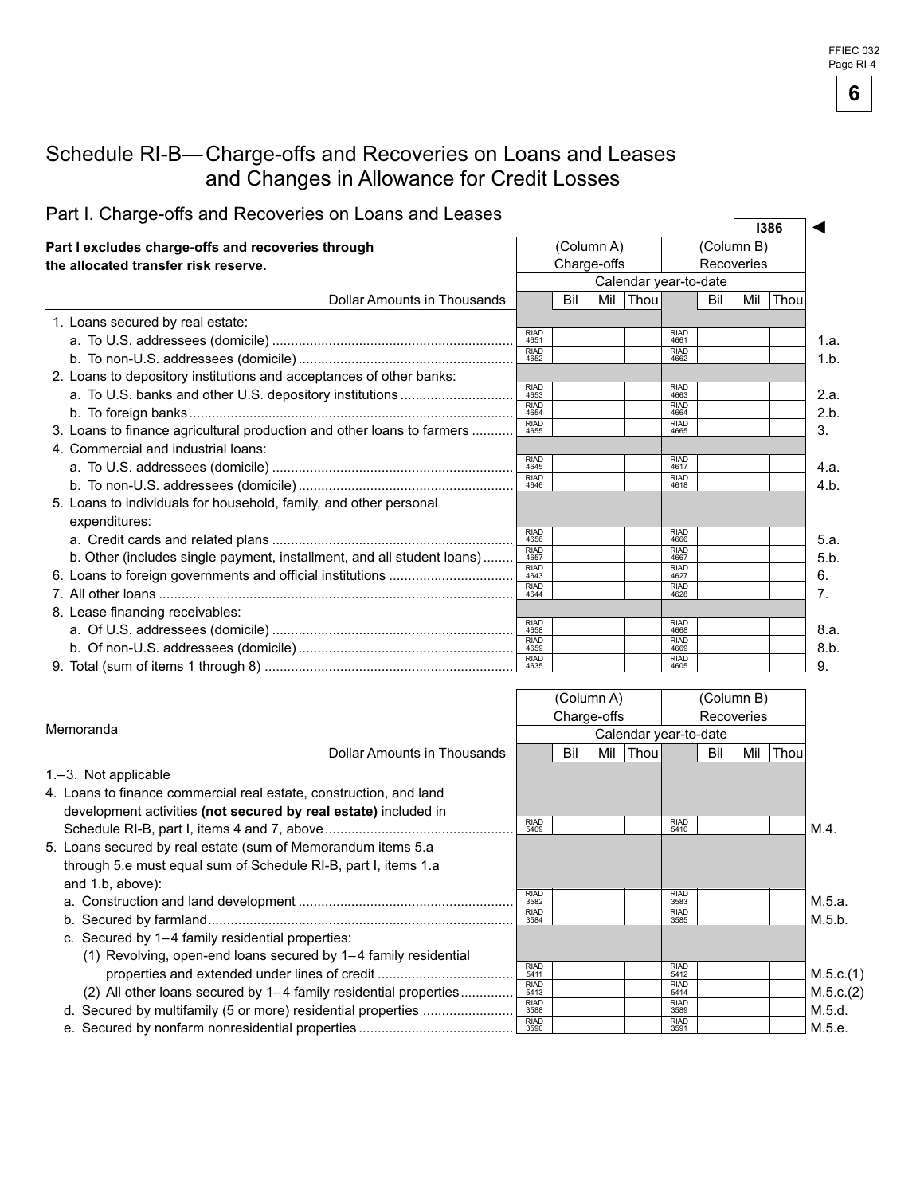# Schedule RI-B—Charge-offs and Recoveries on Loans and Leases and Changes in Allowance for Credit Losses

## Part I. Charge-offs and Recoveries on Loans and Leases

I386 ◄

**Part I excludes charge-offs and recoveries through the allocated transfer risk reserve.**

| Dollar Amounts in Thousands | (Column A) Charge-offs Calendar year-to-date | | (Column B) Recoveries Calendar year-to-date | | |
|---|---|---|---|---|---|
| | | Bil Mil Thou | | Bil Mil Thou | |
| 1. Loans secured by real estate: | | | | | |
| a. To U.S. addressees (domicile) | RIAD 4651 | | RIAD 4661 | | 1.a. |
| b. To non-U.S. addressees (domicile) | RIAD 4652 | | RIAD 4662 | | 1.b. |
| 2. Loans to depository institutions and acceptances of other banks: | | | | | |
| a. To U.S. banks and other U.S. depository institutions | RIAD 4653 | | RIAD 4663 | | 2.a. |
| b. To foreign banks | RIAD 4654 | | RIAD 4664 | | 2.b. |
| 3. Loans to finance agricultural production and other loans to farmers | RIAD 4655 | | RIAD 4665 | | 3. |
| 4. Commercial and industrial loans: | | | | | |
| a. To U.S. addressees (domicile) | RIAD 4645 | | RIAD 4617 | | 4.a. |
| b. To non-U.S. addressees (domicile) | RIAD 4646 | | RIAD 4618 | | 4.b. |
| 5. Loans to individuals for household, family, and other personal expenditures: | | | | | |
| a. Credit cards and related plans | RIAD 4656 | | RIAD 4666 | | 5.a. |
| b. Other (includes single payment, installment, and all student loans) | RIAD 4657 | | RIAD 4667 | | 5.b. |
| 6. Loans to foreign governments and official institutions | RIAD 4643 | | RIAD 4627 | | 6. |
| 7. All other loans | RIAD 4644 | | RIAD 4628 | | 7. |
| 8. Lease financing receivables: | | | | | |
| a. Of U.S. addressees (domicile) | RIAD 4658 | | RIAD 4668 | | 8.a. |
| b. Of non-U.S. addressees (domicile) | RIAD 4659 | | RIAD 4669 | | 8.b. |
| 9. Total (sum of items 1 through 8) | RIAD 4635 | | RIAD 4605 | | 9. |

| Memoranda<br>Dollar Amounts in Thousands | (Column A) Charge-offs Calendar year-to-date | | (Column B) Recoveries Calendar year-to-date | | |
|---|---|---|---|---|---|
| | | Bil Mil Thou | | Bil Mil Thou | |
| 1.–3. Not applicable | | | | | |
| 4. Loans to finance commercial real estate, construction, and land development activities **(not secured by real estate)** included in Schedule RI-B, part I, items 4 and 7, above | RIAD 5409 | | RIAD 5410 | | M.4. |
| 5. Loans secured by real estate (sum of Memorandum items 5.a through 5.e must equal sum of Schedule RI-B, part I, items 1.a and 1.b, above): | | | | | |
| a. Construction and land development | RIAD 3582 | | RIAD 3583 | | M.5.a. |
| b. Secured by farmland | RIAD 3584 | | RIAD 3585 | | M.5.b. |
| c. Secured by 1–4 family residential properties: | | | | | |
| (1) Revolving, open-end loans secured by 1–4 family residential properties and extended under lines of credit | RIAD 5411 | | RIAD 5412 | | M.5.c.(1) |
| (2) All other loans secured by 1–4 family residential properties | RIAD 5413 | | RIAD 5414 | | M.5.c.(2) |
| d. Secured by multifamily (5 or more) residential properties | RIAD 3588 | | RIAD 3589 | | M.5.d. |
| e. Secured by nonfarm nonresidential properties | RIAD 3590 | | RIAD 3591 | | M.5.e. |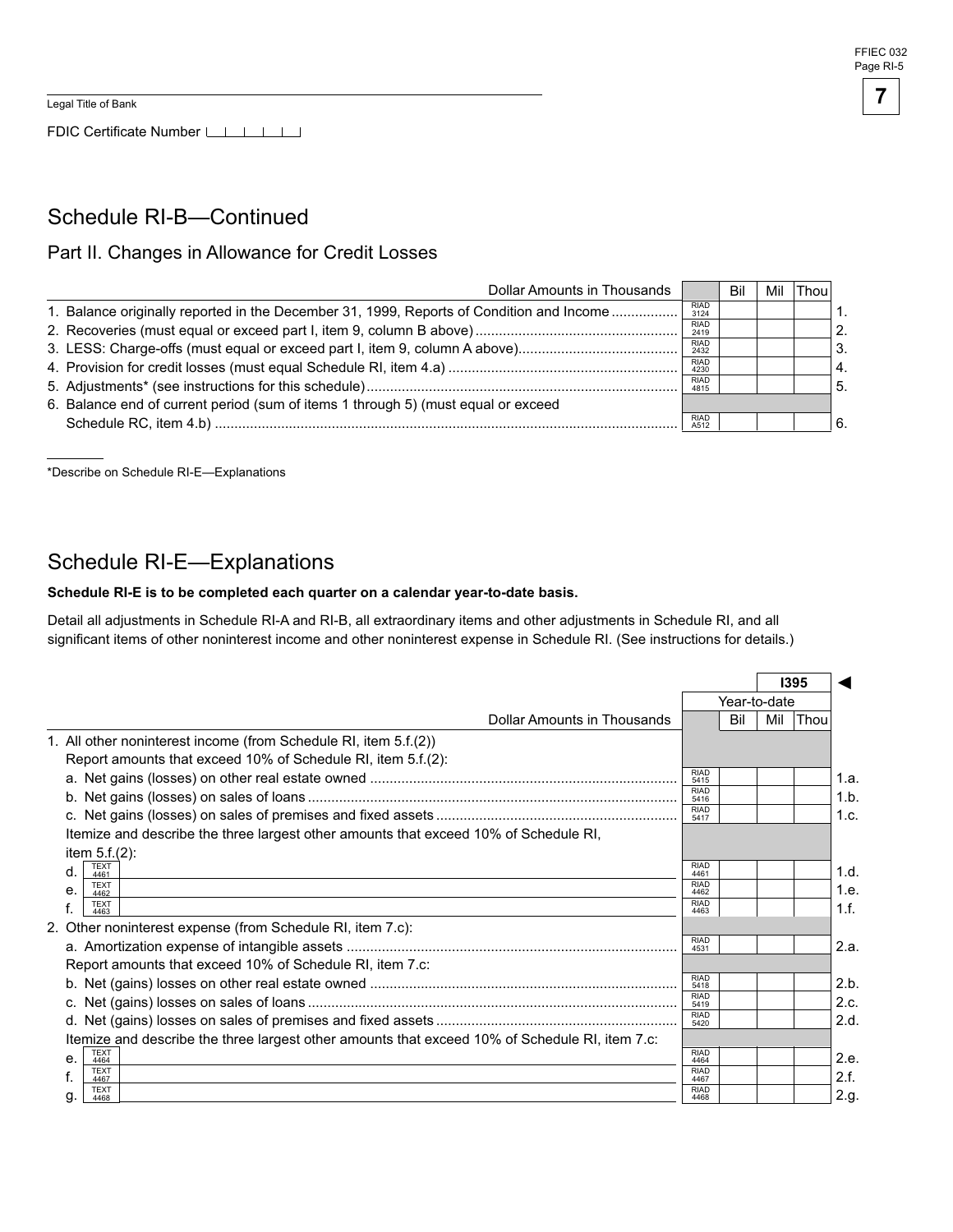Legal Title of Bank

FDIC Certificate Number

## Schedule RI-B—Continued

### Part II. Changes in Allowance for Credit Losses

| Dollar Amounts in Thousands | | Bil | Mil | Thou | |
|---|---|---|---|---|---|
| 1. Balance originally reported in the December 31, 1999, Reports of Condition and Income | RIAD 3124 | | | | 1. |
| 2. Recoveries (must equal or exceed part I, item 9, column B above) | RIAD 2419 | | | | 2. |
| 3. LESS: Charge-offs (must equal or exceed part I, item 9, column A above) | RIAD 2432 | | | | 3. |
| 4. Provision for credit losses (must equal Schedule RI, item 4.a) | RIAD 4230 | | | | 4. |
| 5. Adjustments* (see instructions for this schedule) | RIAD 4815 | | | | 5. |
| 6. Balance end of current period (sum of items 1 through 5) (must equal or exceed Schedule RC, item 4.b) | RIAD A512 | | | | 6. |

*Describe on Schedule RI-E—Explanations

## Schedule RI-E—Explanations

**Schedule RI-E is to be completed each quarter on a calendar year-to-date basis.**

Detail all adjustments in Schedule RI-A and RI-B, all extraordinary items and other adjustments in Schedule RI, and all significant items of other noninterest income and other noninterest expense in Schedule RI. (See instructions for details.)

| | | | I395 | | |
|---|---|---|---|---|---|
| | | Year-to-date | | | |
| Dollar Amounts in Thousands | | Bil | Mil | Thou | |
| 1. All other noninterest income (from Schedule RI, item 5.f.(2)) Report amounts that exceed 10% of Schedule RI, item 5.f.(2): | | | | | |
| a. Net gains (losses) on other real estate owned | RIAD 5415 | | | | 1.a. |
| b. Net gains (losses) on sales of loans | RIAD 5416 | | | | 1.b. |
| c. Net gains (losses) on sales of premises and fixed assets | RIAD 5417 | | | | 1.c. |
| Itemize and describe the three largest other amounts that exceed 10% of Schedule RI, item 5.f.(2): | | | | | |
| d. TEXT 4461 | RIAD 4461 | | | | 1.d. |
| e. TEXT 4462 | RIAD 4462 | | | | 1.e. |
| f. TEXT 4463 | RIAD 4463 | | | | 1.f. |
| 2. Other noninterest expense (from Schedule RI, item 7.c): | | | | | |
| a. Amortization expense of intangible assets | RIAD 4531 | | | | 2.a. |
| Report amounts that exceed 10% of Schedule RI, item 7.c: | | | | | |
| b. Net (gains) losses on other real estate owned | RIAD 5418 | | | | 2.b. |
| c. Net (gains) losses on sales of loans | RIAD 5419 | | | | 2.c. |
| d. Net (gains) losses on sales of premises and fixed assets | RIAD 5420 | | | | 2.d. |
| Itemize and describe the three largest other amounts that exceed 10% of Schedule RI, item 7.c: | | | | | |
| e. TEXT 4464 | RIAD 4464 | | | | 2.e. |
| f. TEXT 4467 | RIAD 4467 | | | | 2.f. |
| g. TEXT 4468 | RIAD 4468 | | | | 2.g. |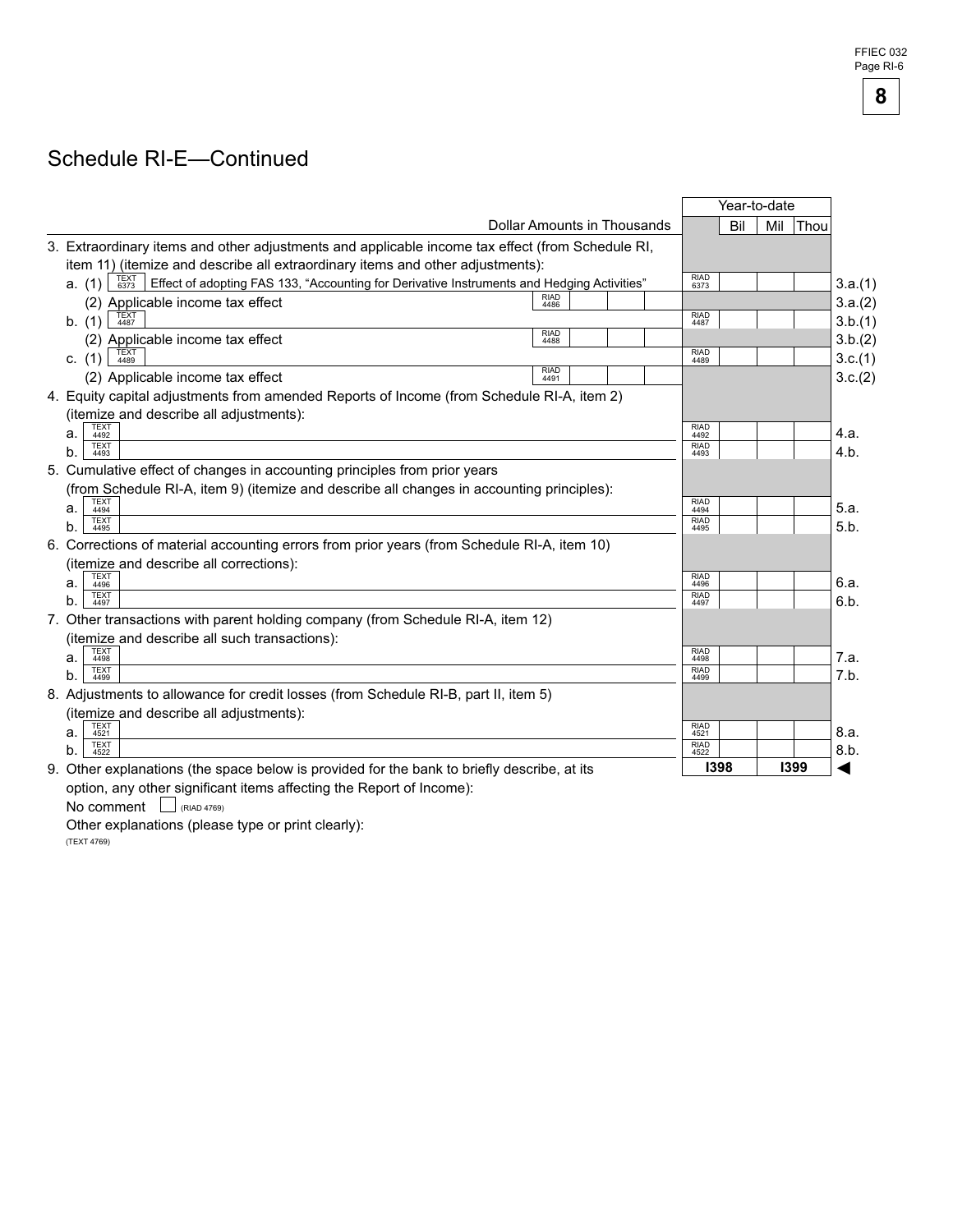# Schedule RI-E—Continued

| Dollar Amounts in Thousands | | Year-to-date | | | |
|---|---|---|---|---|---|
| | | Bil | Mil | Thou | |
| 3. Extraordinary items and other adjustments and applicable income tax effect (from Schedule RI, item 11) (itemize and describe all extraordinary items and other adjustments): | | | | | |
| a. (1) TEXT 6373 Effect of adopting FAS 133, "Accounting for Derivative Instruments and Hedging Activities" | RIAD 6373 | | | | 3.a.(1) |
| (2) Applicable income tax effect RIAD 4486 | | | | | 3.a.(2) |
| b. (1) TEXT 4487 | RIAD 4487 | | | | 3.b.(1) |
| (2) Applicable income tax effect RIAD 4488 | | | | | 3.b.(2) |
| c. (1) TEXT 4489 | RIAD 4489 | | | | 3.c.(1) |
| (2) Applicable income tax effect RIAD 4491 | | | | | 3.c.(2) |
| 4. Equity capital adjustments from amended Reports of Income (from Schedule RI-A, item 2) (itemize and describe all adjustments): | | | | | |
| a. TEXT 4492 | RIAD 4492 | | | | 4.a. |
| b. TEXT 4493 | RIAD 4493 | | | | 4.b. |
| 5. Cumulative effect of changes in accounting principles from prior years (from Schedule RI-A, item 9) (itemize and describe all changes in accounting principles): | | | | | |
| a. TEXT 4494 | RIAD 4494 | | | | 5.a. |
| b. TEXT 4495 | RIAD 4495 | | | | 5.b. |
| 6. Corrections of material accounting errors from prior years (from Schedule RI-A, item 10) (itemize and describe all corrections): | | | | | |
| a. TEXT 4496 | RIAD 4496 | | | | 6.a. |
| b. TEXT 4497 | RIAD 4497 | | | | 6.b. |
| 7. Other transactions with parent holding company (from Schedule RI-A, item 12) (itemize and describe all such transactions): | | | | | |
| a. TEXT 4498 | RIAD 4498 | | | | 7.a. |
| b. TEXT 4499 | RIAD 4499 | | | | 7.b. |
| 8. Adjustments to allowance for credit losses (from Schedule RI-B, part II, item 5) (itemize and describe all adjustments): | | | | | |
| a. TEXT 4521 | RIAD 4521 | | | | 8.a. |
| b. TEXT 4522 | RIAD 4522 | | | | 8.b. |

9. Other explanations (the space below is provided for the bank to briefly describe, at its option, any other significant items affecting the Report of Income): **I398** **I399** ◄

No comment ☐ (RIAD 4769)

Other explanations (please type or print clearly):

(TEXT 4769)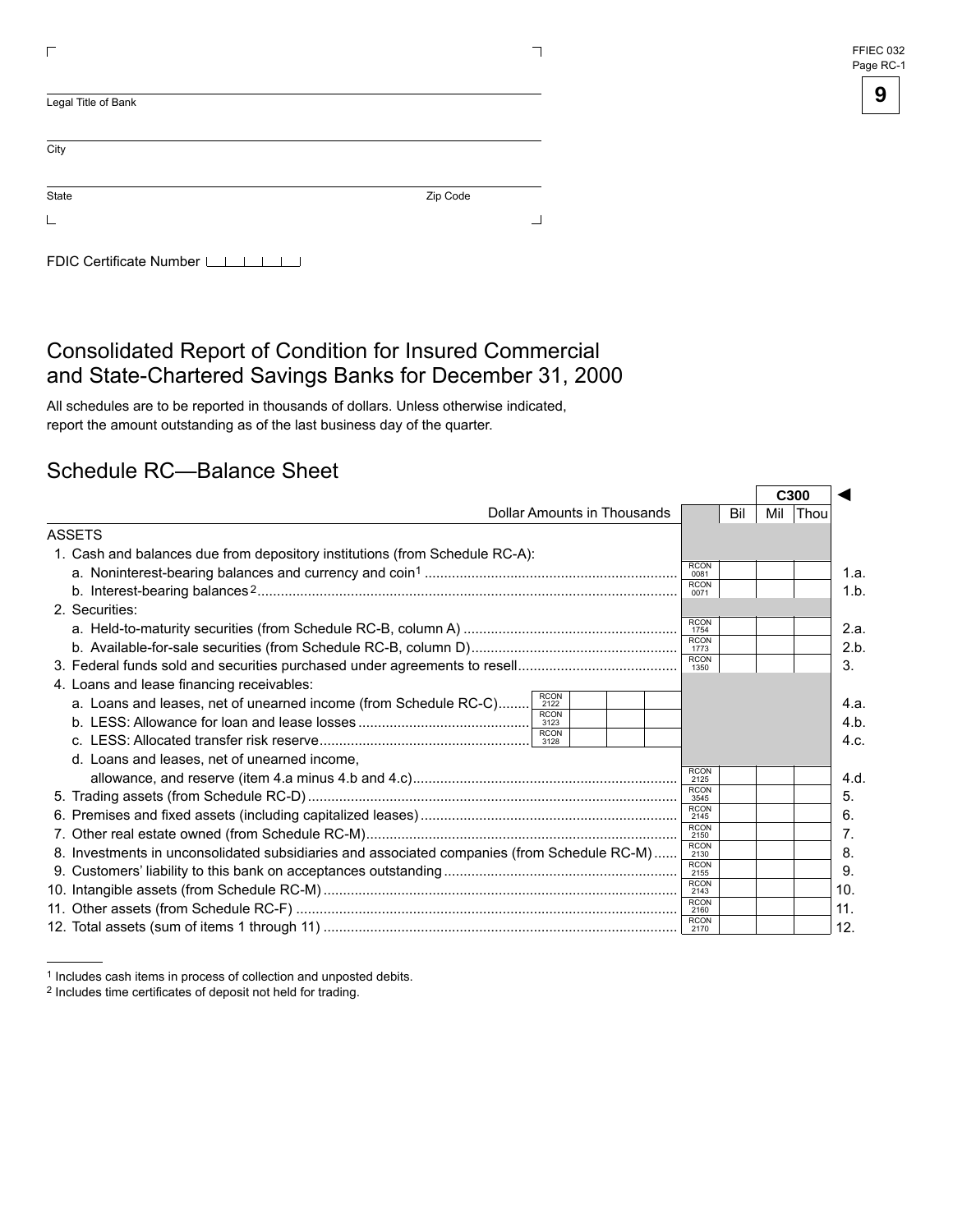Legal Title of Bank

City

State Zip Code

FDIC Certificate Number

# Consolidated Report of Condition for Insured Commercial and State-Chartered Savings Banks for December 31, 2000

All schedules are to be reported in thousands of dollars. Unless otherwise indicated, report the amount outstanding as of the last business day of the quarter.

## Schedule RC—Balance Sheet

| Dollar Amounts in Thousands | | | | C300 Bil | Mil | Thou | |
|---|---|---|---|---|---|---|---|
| ASSETS | | | | | | | |
| 1. Cash and balances due from depository institutions (from Schedule RC-A): | | | | | | | |
| a. Noninterest-bearing balances and currency and coin[1] | | | RCON 0081 | | | | 1.a. |
| b. Interest-bearing balances[2] | | | RCON 0071 | | | | 1.b. |
| 2. Securities: | | | | | | | |
| a. Held-to-maturity securities (from Schedule RC-B, column A) | | | RCON 1754 | | | | 2.a. |
| b. Available-for-sale securities (from Schedule RC-B, column D) | | | RCON 1773 | | | | 2.b. |
| 3. Federal funds sold and securities purchased under agreements to resell | | | RCON 1350 | | | | 3. |
| 4. Loans and lease financing receivables: | | | | | | | |
| a. Loans and leases, net of unearned income (from Schedule RC-C) | RCON 2122 | | | | | | 4.a. |
| b. LESS: Allowance for loan and lease losses | RCON 3123 | | | | | | 4.b. |
| c. LESS: Allocated transfer risk reserve | RCON 3128 | | | | | | 4.c. |
| d. Loans and leases, net of unearned income, allowance, and reserve (item 4.a minus 4.b and 4.c) | | | RCON 2125 | | | | 4.d. |
| 5. Trading assets (from Schedule RC-D) | | | RCON 3545 | | | | 5. |
| 6. Premises and fixed assets (including capitalized leases) | | | RCON 2145 | | | | 6. |
| 7. Other real estate owned (from Schedule RC-M) | | | RCON 2150 | | | | 7. |
| 8. Investments in unconsolidated subsidiaries and associated companies (from Schedule RC-M) | | | RCON 2130 | | | | 8. |
| 9. Customers' liability to this bank on acceptances outstanding | | | RCON 2155 | | | | 9. |
| 10. Intangible assets (from Schedule RC-M) | | | RCON 2143 | | | | 10. |
| 11. Other assets (from Schedule RC-F) | | | RCON 2160 | | | | 11. |
| 12. Total assets (sum of items 1 through 11) | | | RCON 2170 | | | | 12. |

[1] Includes cash items in process of collection and unposted debits.

[2] Includes time certificates of deposit not held for trading.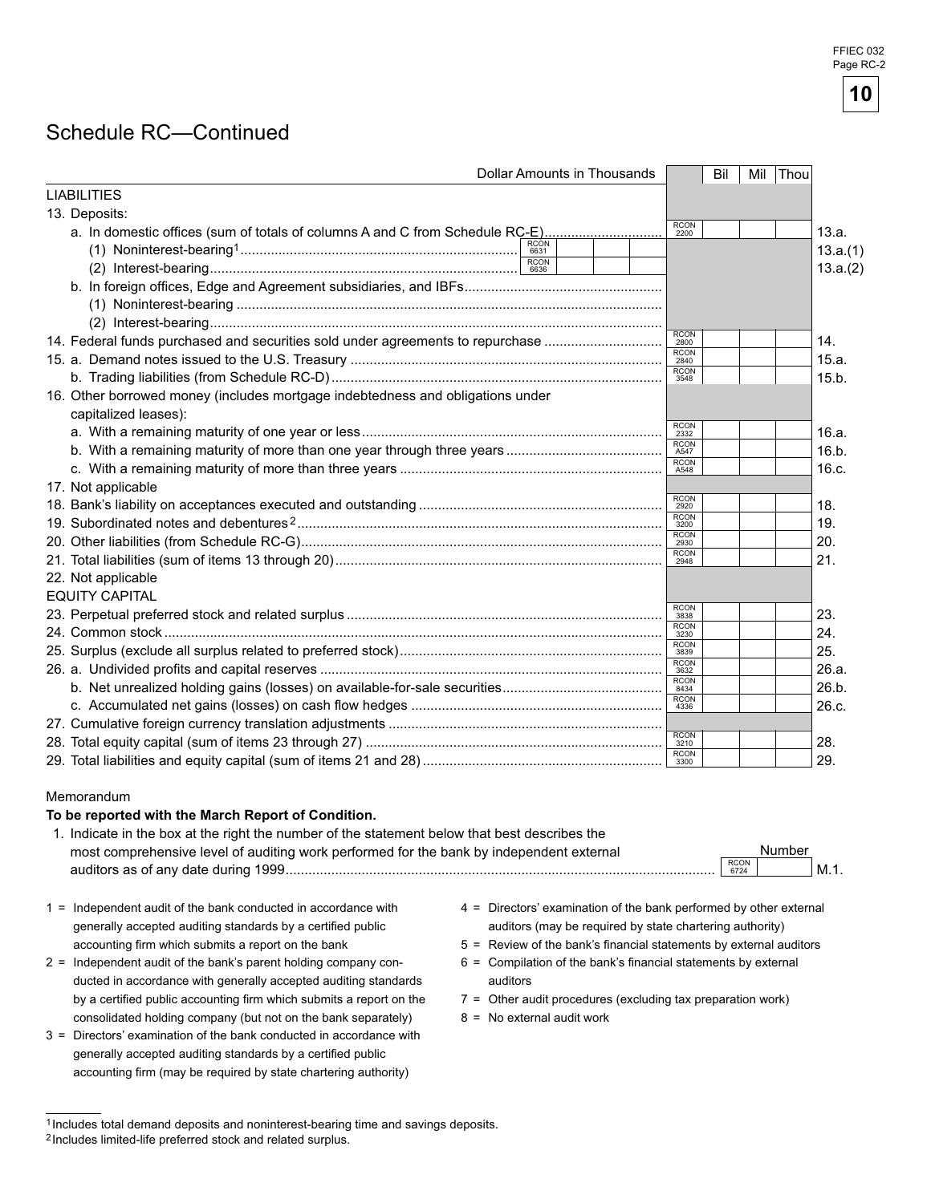FFIEC 032
Page RC-2

# Schedule RC—Continued

| Dollar Amounts in Thousands | | Bil | Mil | Thou | |
|---|---|---|---|---|---|
| **LIABILITIES** | | | | | |
| 13. Deposits: | | | | | |
| a. In domestic offices (sum of totals of columns A and C from Schedule RC-E) | RCON 2200 | | | | 13.a. |
| (1) Noninterest-bearing[1] ............ RCON 6631 | | | | | 13.a.(1) |
| (2) Interest-bearing ............ RCON 6636 | | | | | 13.a.(2) |
| b. In foreign offices, Edge and Agreement subsidiaries, and IBFs | | | | | |
| (1) Noninterest-bearing | | | | | |
| (2) Interest-bearing | | | | | |
| 14. Federal funds purchased and securities sold under agreements to repurchase | RCON 2800 | | | | 14. |
| 15. a. Demand notes issued to the U.S. Treasury | RCON 2840 | | | | 15.a. |
| b. Trading liabilities (from Schedule RC-D) | RCON 3548 | | | | 15.b. |
| 16. Other borrowed money (includes mortgage indebtedness and obligations under capitalized leases): | | | | | |
| a. With a remaining maturity of one year or less | RCON 2332 | | | | 16.a. |
| b. With a remaining maturity of more than one year through three years | RCON A547 | | | | 16.b. |
| c. With a remaining maturity of more than three years | RCON A548 | | | | 16.c. |
| 17. Not applicable | | | | | |
| 18. Bank's liability on acceptances executed and outstanding | RCON 2920 | | | | 18. |
| 19. Subordinated notes and debentures[2] | RCON 3200 | | | | 19. |
| 20. Other liabilities (from Schedule RC-G) | RCON 2930 | | | | 20. |
| 21. Total liabilities (sum of items 13 through 20) | RCON 2948 | | | | 21. |
| 22. Not applicable | | | | | |
| **EQUITY CAPITAL** | | | | | |
| 23. Perpetual preferred stock and related surplus | RCON 3838 | | | | 23. |
| 24. Common stock | RCON 3230 | | | | 24. |
| 25. Surplus (exclude all surplus related to preferred stock) | RCON 3839 | | | | 25. |
| 26. a. Undivided profits and capital reserves | RCON 3632 | | | | 26.a. |
| b. Net unrealized holding gains (losses) on available-for-sale securities | RCON 8434 | | | | 26.b. |
| c. Accumulated net gains (losses) on cash flow hedges | RCON 4336 | | | | 26.c. |
| 27. Cumulative foreign currency translation adjustments | | | | | |
| 28. Total equity capital (sum of items 23 through 27) | RCON 3210 | | | | 28. |
| 29. Total liabilities and equity capital (sum of items 21 and 28) | RCON 3300 | | | | 29. |

Memorandum

**To be reported with the March Report of Condition.**

| | | Number | |
|---|---|---|---|
| 1. Indicate in the box at the right the number of the statement below that best describes the most comprehensive level of auditing work performed for the bank by independent external auditors as of any date during 1999 | RCON 6724 | | M.1. |

1 = Independent audit of the bank conducted in accordance with generally accepted auditing standards by a certified public accounting firm which submits a report on the bank

2 = Independent audit of the bank's parent holding company conducted in accordance with generally accepted auditing standards by a certified public accounting firm which submits a report on the consolidated holding company (but not on the bank separately)

3 = Directors' examination of the bank conducted in accordance with generally accepted auditing standards by a certified public accounting firm (may be required by state chartering authority)

4 = Directors' examination of the bank performed by other external auditors (may be required by state chartering authority)

5 = Review of the bank's financial statements by external auditors

6 = Compilation of the bank's financial statements by external auditors

7 = Other audit procedures (excluding tax preparation work)

8 = No external audit work

[1] Includes total demand deposits and noninterest-bearing time and savings deposits.

[2] Includes limited-life preferred stock and related surplus.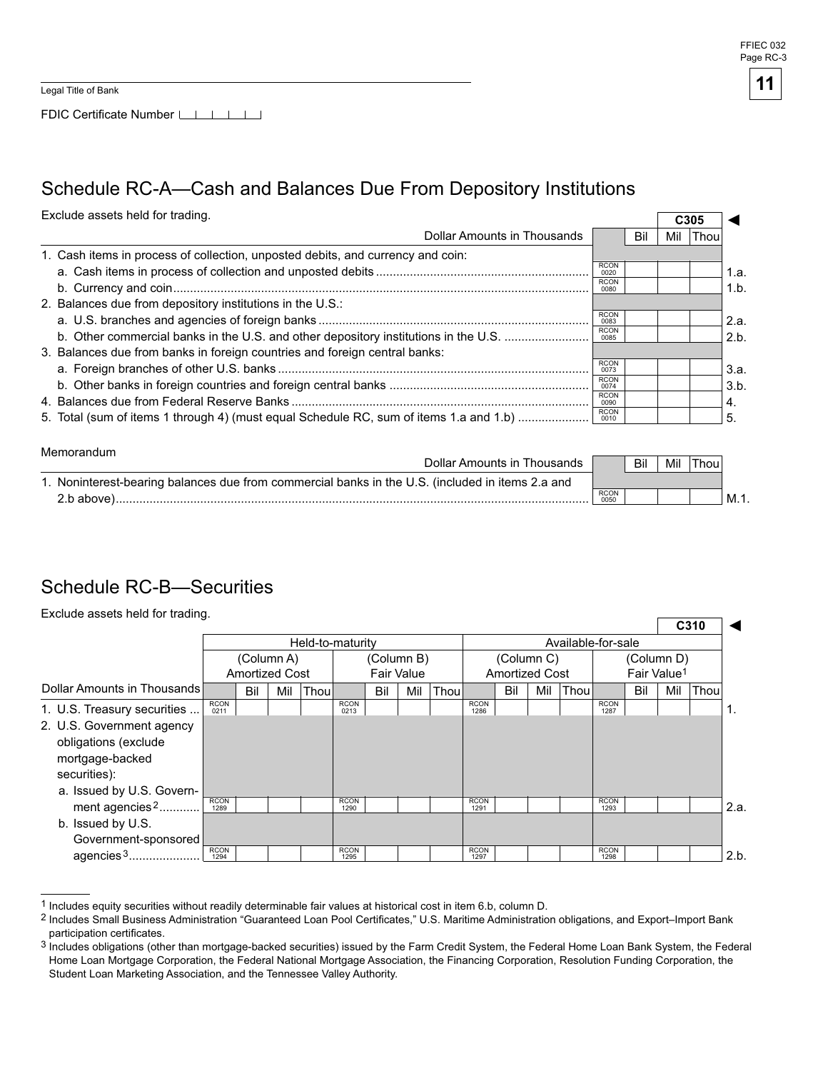Legal Title of Bank

FDIC Certificate Number

## Schedule RC-A—Cash and Balances Due From Depository Institutions

Exclude assets held for trading.

C305 ◄

| Dollar Amounts in Thousands | | Bil | Mil | Thou | |
|---|---|---|---|---|---|
| 1. Cash items in process of collection, unposted debits, and currency and coin: | | | | | |
| a. Cash items in process of collection and unposted debits | RCON 0020 | | | | 1.a. |
| b. Currency and coin | RCON 0080 | | | | 1.b. |
| 2. Balances due from depository institutions in the U.S.: | | | | | |
| a. U.S. branches and agencies of foreign banks | RCON 0083 | | | | 2.a. |
| b. Other commercial banks in the U.S. and other depository institutions in the U.S. | RCON 0085 | | | | 2.b. |
| 3. Balances due from banks in foreign countries and foreign central banks: | | | | | |
| a. Foreign branches of other U.S. banks | RCON 0073 | | | | 3.a. |
| b. Other banks in foreign countries and foreign central banks | RCON 0074 | | | | 3.b. |
| 4. Balances due from Federal Reserve Banks | RCON 0090 | | | | 4. |
| 5. Total (sum of items 1 through 4) (must equal Schedule RC, sum of items 1.a and 1.b) | RCON 0010 | | | | 5. |

Memorandum

| Dollar Amounts in Thousands | | Bil | Mil | Thou | |
|---|---|---|---|---|---|
| 1. Noninterest-bearing balances due from commercial banks in the U.S. (included in items 2.a and 2.b above) | RCON 0050 | | | | M.1. |

## Schedule RC-B—Securities

Exclude assets held for trading.

C310 ◄

| | Held-to-maturity | | | | | | | | Available-for-sale | | | | | | | | |
|---|---|---|---|---|---|---|---|---|---|---|---|---|---|---|---|---|---|
| | (Column A) Amortized Cost | | | | (Column B) Fair Value | | | | (Column C) Amortized Cost | | | | (Column D) Fair Value[1] | | | | |
| Dollar Amounts in Thousands | | Bil | Mil | Thou | | Bil | Mil | Thou | | Bil | Mil | Thou | | Bil | Mil | Thou | |
| 1. U.S. Treasury securities | RCON 0211 | | | | RCON 0213 | | | | RCON 1286 | | | | RCON 1287 | | | | 1. |
| 2. U.S. Government agency obligations (exclude mortgage-backed securities): | | | | | | | | | | | | | | | | | |
| a. Issued by U.S. Government agencies[2] | RCON 1289 | | | | RCON 1290 | | | | RCON 1291 | | | | RCON 1293 | | | | 2.a. |
| b. Issued by U.S. Government-sponsored agencies[3] | RCON 1294 | | | | RCON 1295 | | | | RCON 1297 | | | | RCON 1298 | | | | 2.b. |

[1] Includes equity securities without readily determinable fair values at historical cost in item 6.b, column D.

[2] Includes Small Business Administration "Guaranteed Loan Pool Certificates," U.S. Maritime Administration obligations, and Export–Import Bank participation certificates.

[3] Includes obligations (other than mortgage-backed securities) issued by the Farm Credit System, the Federal Home Loan Bank System, the Federal Home Loan Mortgage Corporation, the Federal National Mortgage Association, the Financing Corporation, Resolution Funding Corporation, the Student Loan Marketing Association, and the Tennessee Valley Authority.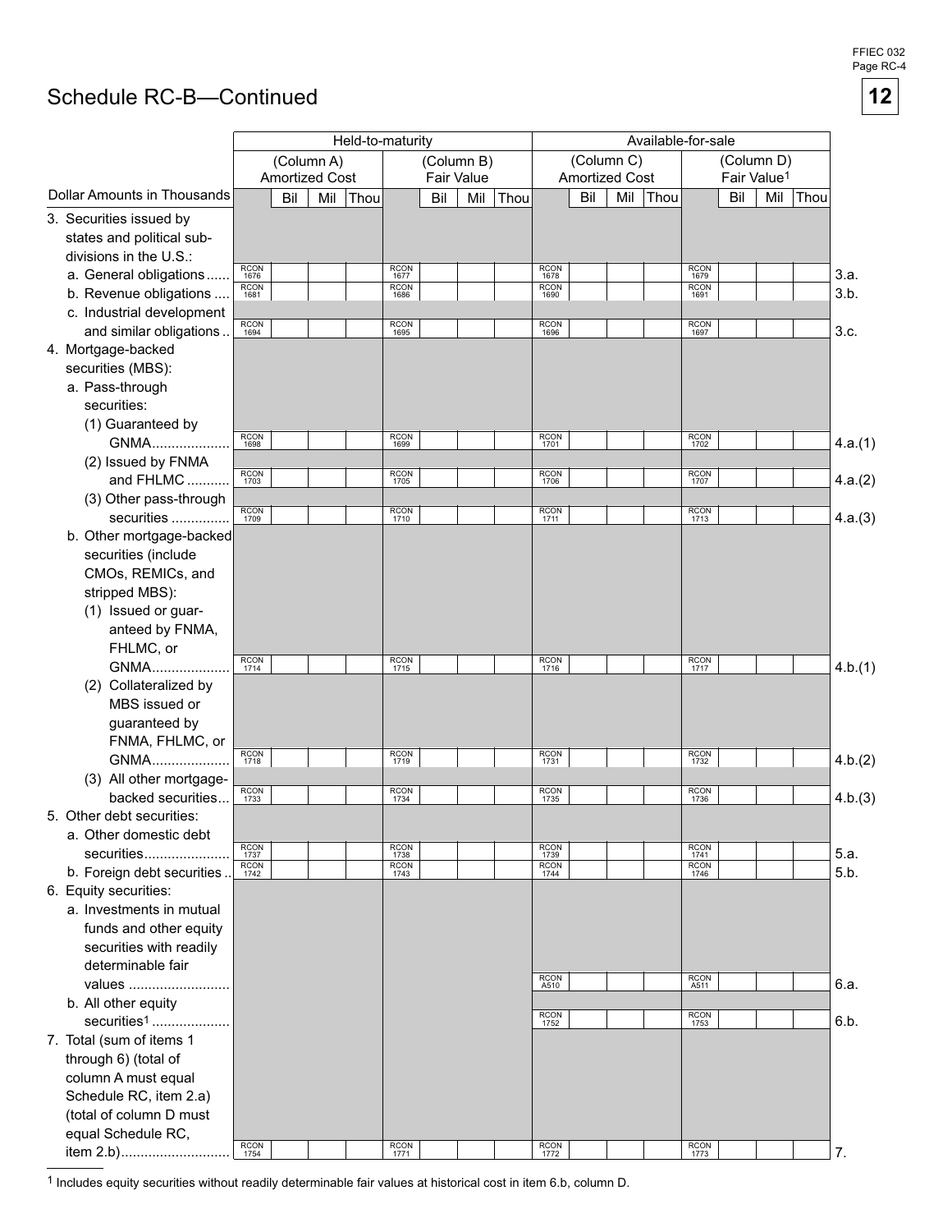# Schedule RC-B—Continued

| Dollar Amounts in Thousands | Held-to-maturity (Column A) Amortized Cost | Held-to-maturity (Column B) Fair Value | Available-for-sale (Column C) Amortized Cost | Available-for-sale (Column D) Fair Value[1] | |
|---|---|---|---|---|---|
| 3. Securities issued by states and political subdivisions in the U.S.: | | | | | |
| a. General obligations | RCON 1676 | RCON 1677 | RCON 1678 | RCON 1679 | 3.a. |
| b. Revenue obligations | RCON 1681 | RCON 1686 | RCON 1690 | RCON 1691 | 3.b. |
| c. Industrial development and similar obligations | RCON 1694 | RCON 1695 | RCON 1696 | RCON 1697 | 3.c. |
| 4. Mortgage-backed securities (MBS): | | | | | |
| a. Pass-through securities: | | | | | |
| (1) Guaranteed by GNMA | RCON 1698 | RCON 1699 | RCON 1701 | RCON 1702 | 4.a.(1) |
| (2) Issued by FNMA and FHLMC | RCON 1703 | RCON 1705 | RCON 1706 | RCON 1707 | 4.a.(2) |
| (3) Other pass-through securities | RCON 1709 | RCON 1710 | RCON 1711 | RCON 1713 | 4.a.(3) |
| b. Other mortgage-backed securities (include CMOs, REMICs, and stripped MBS): | | | | | |
| (1) Issued or guaranteed by FNMA, FHLMC, or GNMA | RCON 1714 | RCON 1715 | RCON 1716 | RCON 1717 | 4.b.(1) |
| (2) Collateralized by MBS issued or guaranteed by FNMA, FHLMC, or GNMA | RCON 1718 | RCON 1719 | RCON 1731 | RCON 1732 | 4.b.(2) |
| (3) All other mortgage-backed securities | RCON 1733 | RCON 1734 | RCON 1735 | RCON 1736 | 4.b.(3) |
| 5. Other debt securities: | | | | | |
| a. Other domestic debt securities | RCON 1737 | RCON 1738 | RCON 1739 | RCON 1741 | 5.a. |
| b. Foreign debt securities | RCON 1742 | RCON 1743 | RCON 1744 | RCON 1746 | 5.b. |
| 6. Equity securities: | | | | | |
| a. Investments in mutual funds and other equity securities with readily determinable fair values | | | RCON A510 | RCON A511 | 6.a. |
| b. All other equity securities[1] | | | RCON 1752 | RCON 1753 | 6.b. |
| 7. Total (sum of items 1 through 6) (total of column A must equal Schedule RC, item 2.a) (total of column D must equal Schedule RC, item 2.b) | RCON 1754 | RCON 1771 | RCON 1772 | RCON 1773 | 7. |

[1] Includes equity securities without readily determinable fair values at historical cost in item 6.b, column D.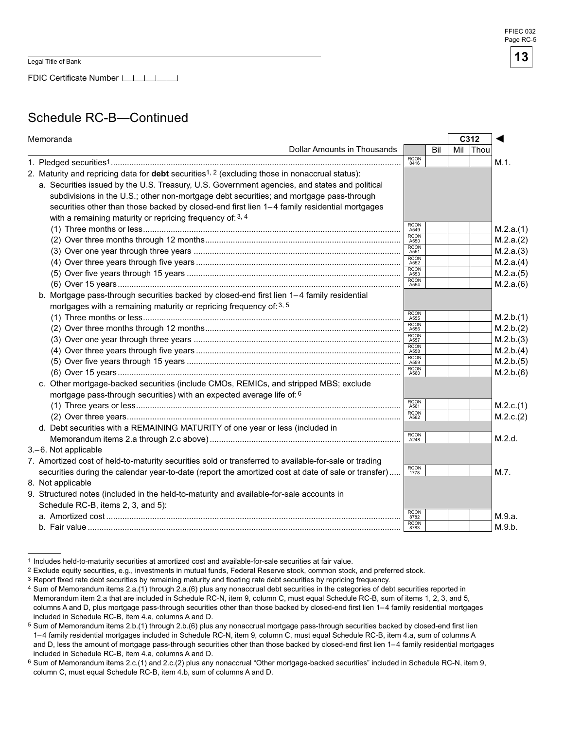Legal Title of Bank

FDIC Certificate Number

## Schedule RC-B—Continued

| Memoranda | | | C312 | | |
|---|---|---|---|---|---|
| Dollar Amounts in Thousands | | Bil | Mil | Thou | |
| 1. Pledged securities[1] | RCON 0416 | | | | M.1. |
| 2. Maturity and repricing data for **debt** securities[1, 2] (excluding those in nonaccrual status): | | | | | |
| a. Securities issued by the U.S. Treasury, U.S. Government agencies, and states and political subdivisions in the U.S.; other non-mortgage debt securities; and mortgage pass-through securities other than those backed by closed-end first lien 1–4 family residential mortgages with a remaining maturity or repricing frequency of:[3, 4] | | | | | |
| (1) Three months or less | RCON A549 | | | | M.2.a.(1) |
| (2) Over three months through 12 months | RCON A550 | | | | M.2.a.(2) |
| (3) Over one year through three years | RCON A551 | | | | M.2.a.(3) |
| (4) Over three years through five years | RCON A552 | | | | M.2.a.(4) |
| (5) Over five years through 15 years | RCON A553 | | | | M.2.a.(5) |
| (6) Over 15 years | RCON A554 | | | | M.2.a.(6) |
| b. Mortgage pass-through securities backed by closed-end first lien 1–4 family residential mortgages with a remaining maturity or repricing frequency of:[3, 5] | | | | | |
| (1) Three months or less | RCON A555 | | | | M.2.b.(1) |
| (2) Over three months through 12 months | RCON A556 | | | | M.2.b.(2) |
| (3) Over one year through three years | RCON A557 | | | | M.2.b.(3) |
| (4) Over three years through five years | RCON A558 | | | | M.2.b.(4) |
| (5) Over five years through 15 years | RCON A559 | | | | M.2.b.(5) |
| (6) Over 15 years | RCON A560 | | | | M.2.b.(6) |
| c. Other mortgage-backed securities (include CMOs, REMICs, and stripped MBS; exclude mortgage pass-through securities) with an expected average life of:[6] | | | | | |
| (1) Three years or less | RCON A561 | | | | M.2.c.(1) |
| (2) Over three years | RCON A562 | | | | M.2.c.(2) |
| d. Debt securities with a REMAINING MATURITY of one year or less (included in Memorandum items 2.a through 2.c above) | RCON A248 | | | | M.2.d. |
| 3.–6. Not applicable | | | | | |
| 7. Amortized cost of held-to-maturity securities sold or transferred to available-for-sale or trading securities during the calendar year-to-date (report the amortized cost at date of sale or transfer) | RCON 1778 | | | | M.7. |
| 8. Not applicable | | | | | |
| 9. Structured notes (included in the held-to-maturity and available-for-sale accounts in Schedule RC-B, items 2, 3, and 5): | | | | | |
| a. Amortized cost | RCON 8782 | | | | M.9.a. |
| b. Fair value | RCON 8783 | | | | M.9.b. |

1 Includes held-to-maturity securities at amortized cost and available-for-sale securities at fair value.

2 Exclude equity securities, e.g., investments in mutual funds, Federal Reserve stock, common stock, and preferred stock.

3 Report fixed rate debt securities by remaining maturity and floating rate debt securities by repricing frequency.

4 Sum of Memorandum items 2.a.(1) through 2.a.(6) plus any nonaccrual debt securities in the categories of debt securities reported in Memorandum item 2.a that are included in Schedule RC-N, item 9, column C, must equal Schedule RC-B, sum of items 1, 2, 3, and 5, columns A and D, plus mortgage pass-through securities other than those backed by closed-end first lien 1–4 family residential mortgages included in Schedule RC-B, item 4.a, columns A and D.

5 Sum of Memorandum items 2.b.(1) through 2.b.(6) plus any nonaccrual mortgage pass-through securities backed by closed-end first lien 1–4 family residential mortgages included in Schedule RC-N, item 9, column C, must equal Schedule RC-B, item 4.a, sum of columns A and D, less the amount of mortgage pass-through securities other than those backed by closed-end first lien 1–4 family residential mortgages included in Schedule RC-B, item 4.a, columns A and D.

6 Sum of Memorandum items 2.c.(1) and 2.c.(2) plus any nonaccrual "Other mortgage-backed securities" included in Schedule RC-N, item 9, column C, must equal Schedule RC-B, item 4.b, sum of columns A and D.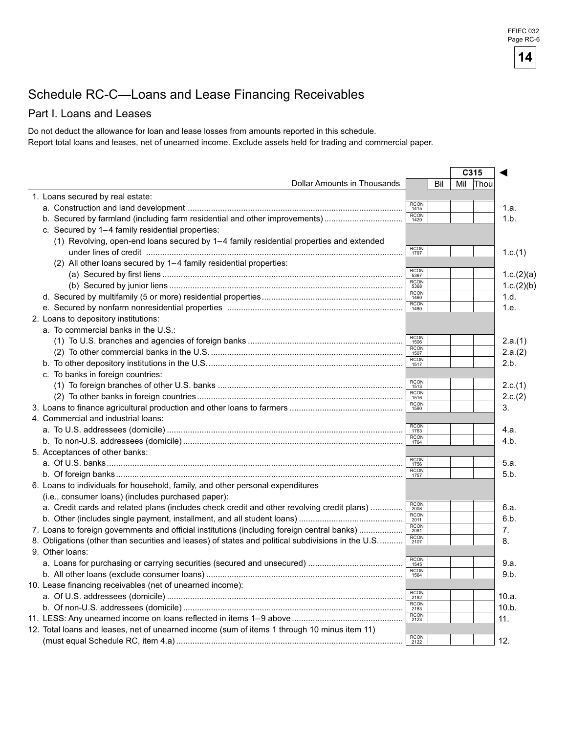# Schedule RC-C—Loans and Lease Financing Receivables

## Part I. Loans and Leases

Do not deduct the allowance for loan and lease losses from amounts reported in this schedule.
Report total loans and leases, net of unearned income. Exclude assets held for trading and commercial paper.

| | | | C315 | | ◄ |
|---|---|---|---|---|---|
| Dollar Amounts in Thousands | | Bil | Mil | Thou | |
| 1. Loans secured by real estate: | | | | | |
| a. Construction and land development | RCON 1415 | | | | 1.a. |
| b. Secured by farmland (including farm residential and other improvements) | RCON 1420 | | | | 1.b. |
| c. Secured by 1–4 family residential properties: | | | | | |
| (1) Revolving, open-end loans secured by 1–4 family residential properties and extended under lines of credit | RCON 1797 | | | | 1.c.(1) |
| (2) All other loans secured by 1–4 family residential properties: | | | | | |
| (a) Secured by first liens | RCON 5367 | | | | 1.c.(2)(a) |
| (b) Secured by junior liens | RCON 5368 | | | | 1.c.(2)(b) |
| d. Secured by multifamily (5 or more) residential properties | RCON 1460 | | | | 1.d. |
| e. Secured by nonfarm nonresidential properties | RCON 1480 | | | | 1.e. |
| 2. Loans to depository institutions: | | | | | |
| a. To commercial banks in the U.S.: | | | | | |
| (1) To U.S. branches and agencies of foreign banks | RCON 1506 | | | | 2.a.(1) |
| (2) To other commercial banks in the U.S. | RCON 1507 | | | | 2.a.(2) |
| b. To other depository institutions in the U.S. | RCON 1517 | | | | 2.b. |
| c. To banks in foreign countries: | | | | | |
| (1) To foreign branches of other U.S. banks | RCON 1513 | | | | 2.c.(1) |
| (2) To other banks in foreign countries | RCON 1516 | | | | 2.c.(2) |
| 3. Loans to finance agricultural production and other loans to farmers | RCON 1590 | | | | 3. |
| 4. Commercial and industrial loans: | | | | | |
| a. To U.S. addressees (domicile) | RCON 1763 | | | | 4.a. |
| b. To non-U.S. addressees (domicile) | RCON 1764 | | | | 4.b. |
| 5. Acceptances of other banks: | | | | | |
| a. Of U.S. banks | RCON 1756 | | | | 5.a. |
| b. Of foreign banks | RCON 1757 | | | | 5.b. |
| 6. Loans to individuals for household, family, and other personal expenditures (i.e., consumer loans) (includes purchased paper): | | | | | |
| a. Credit cards and related plans (includes check credit and other revolving credit plans) | RCON 2008 | | | | 6.a. |
| b. Other (includes single payment, installment, and all student loans) | RCON 2011 | | | | 6.b. |
| 7. Loans to foreign governments and official institutions (including foreign central banks) | RCON 2081 | | | | 7. |
| 8. Obligations (other than securities and leases) of states and political subdivisions in the U.S. | RCON 2107 | | | | 8. |
| 9. Other loans: | | | | | |
| a. Loans for purchasing or carrying securities (secured and unsecured) | RCON 1545 | | | | 9.a. |
| b. All other loans (exclude consumer loans) | RCON 1564 | | | | 9.b. |
| 10. Lease financing receivables (net of unearned income): | | | | | |
| a. Of U.S. addressees (domicile) | RCON 2182 | | | | 10.a. |
| b. Of non-U.S. addressees (domicile) | RCON 2183 | | | | 10.b. |
| 11. LESS: Any unearned income on loans reflected in items 1–9 above | RCON 2123 | | | | 11. |
| 12. Total loans and leases, net of unearned income (sum of items 1 through 10 minus item 11) (must equal Schedule RC, item 4.a) | RCON 2122 | | | | 12. |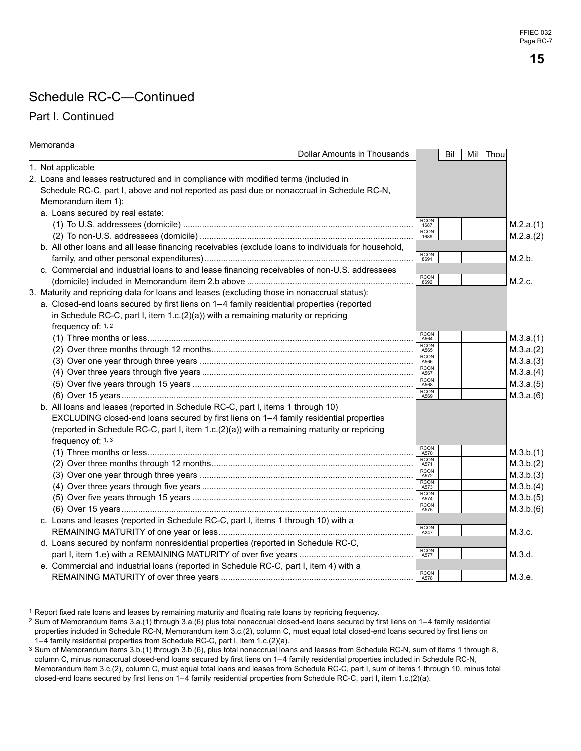# Schedule RC-C—Continued

## Part I. Continued

Memoranda

| Dollar Amounts in Thousands | | Bil | Mil | Thou | |
|---|---|---|---|---|---|
| 1. Not applicable | | | | | |
| 2. Loans and leases restructured and in compliance with modified terms (included in Schedule RC-C, part I, above and not reported as past due or nonaccrual in Schedule RC-N, Memorandum item 1): | | | | | |
| a. Loans secured by real estate: | | | | | |
| (1) To U.S. addressees (domicile) | RCON 1687 | | | | M.2.a.(1) |
| (2) To non-U.S. addressees (domicile) | RCON 1689 | | | | M.2.a.(2) |
| b. All other loans and all lease financing receivables (exclude loans to individuals for household, family, and other personal expenditures) | RCON 8691 | | | | M.2.b. |
| c. Commercial and industrial loans to and lease financing receivables of non-U.S. addressees (domicile) included in Memorandum item 2.b above | RCON 8692 | | | | M.2.c. |
| 3. Maturity and repricing data for loans and leases (excluding those in nonaccrual status): | | | | | |
| a. Closed-end loans secured by first liens on 1–4 family residential properties (reported in Schedule RC-C, part I, item 1.c.(2)(a)) with a remaining maturity or repricing frequency of: [1, 2] | | | | | |
| (1) Three months or less | RCON A564 | | | | M.3.a.(1) |
| (2) Over three months through 12 months | RCON A565 | | | | M.3.a.(2) |
| (3) Over one year through three years | RCON A566 | | | | M.3.a.(3) |
| (4) Over three years through five years | RCON A567 | | | | M.3.a.(4) |
| (5) Over five years through 15 years | RCON A568 | | | | M.3.a.(5) |
| (6) Over 15 years | RCON A569 | | | | M.3.a.(6) |
| b. All loans and leases (reported in Schedule RC-C, part I, items 1 through 10) EXCLUDING closed-end loans secured by first liens on 1–4 family residential properties (reported in Schedule RC-C, part I, item 1.c.(2)(a)) with a remaining maturity or repricing frequency of: [1, 3] | | | | | |
| (1) Three months or less | RCON A570 | | | | M.3.b.(1) |
| (2) Over three months through 12 months | RCON A571 | | | | M.3.b.(2) |
| (3) Over one year through three years | RCON A572 | | | | M.3.b.(3) |
| (4) Over three years through five years | RCON A573 | | | | M.3.b.(4) |
| (5) Over five years through 15 years | RCON A574 | | | | M.3.b.(5) |
| (6) Over 15 years | RCON A575 | | | | M.3.b.(6) |
| c. Loans and leases (reported in Schedule RC-C, part I, items 1 through 10) with a REMAINING MATURITY of one year or less | RCON A247 | | | | M.3.c. |
| d. Loans secured by nonfarm nonresidential properties (reported in Schedule RC-C, part I, item 1.e) with a REMAINING MATURITY of over five years | RCON A577 | | | | M.3.d. |
| e. Commercial and industrial loans (reported in Schedule RC-C, part I, item 4) with a REMAINING MATURITY of over three years | RCON A578 | | | | M.3.e. |

[1] Report fixed rate loans and leases by remaining maturity and floating rate loans by repricing frequency.

[2] Sum of Memorandum items 3.a.(1) through 3.a.(6) plus total nonaccrual closed-end loans secured by first liens on 1–4 family residential properties included in Schedule RC-N, Memorandum item 3.c.(2), column C, must equal total closed-end loans secured by first liens on 1–4 family residential properties from Schedule RC-C, part I, item 1.c.(2)(a).

[3] Sum of Memorandum items 3.b.(1) through 3.b.(6), plus total nonaccrual loans and leases from Schedule RC-N, sum of items 1 through 8, column C, minus nonaccrual closed-end loans secured by first liens on 1–4 family residential properties included in Schedule RC-N, Memorandum item 3.c.(2), column C, must equal total loans and leases from Schedule RC-C, part I, sum of items 1 through 10, minus total closed-end loans secured by first liens on 1–4 family residential properties from Schedule RC-C, part I, item 1.c.(2)(a).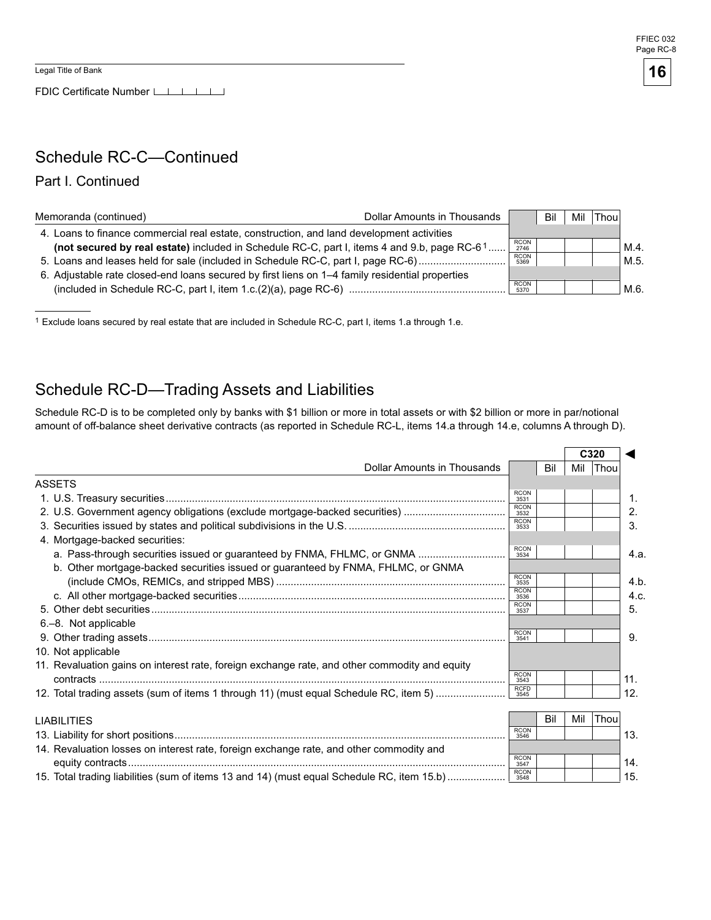Legal Title of Bank

FDIC Certificate Number

## Schedule RC-C—Continued

### Part I. Continued

| Memoranda (continued) — Dollar Amounts in Thousands | | Bil | Mil | Thou | |
|---|---|---|---|---|---|
| 4. Loans to finance commercial real estate, construction, and land development activities **(not secured by real estate)** included in Schedule RC-C, part I, items 4 and 9.b, page RC-6[1] | RCON 2746 | | | | M.4. |
| 5. Loans and leases held for sale (included in Schedule RC-C, part I, page RC-6) | RCON 5369 | | | | M.5. |
| 6. Adjustable rate closed-end loans secured by first liens on 1–4 family residential properties (included in Schedule RC-C, part I, item 1.c.(2)(a), page RC-6) | RCON 5370 | | | | M.6. |

[1] Exclude loans secured by real estate that are included in Schedule RC-C, part I, items 1.a through 1.e.

## Schedule RC-D—Trading Assets and Liabilities

Schedule RC-D is to be completed only by banks with $1 billion or more in total assets or with $2 billion or more in par/notional amount of off-balance sheet derivative contracts (as reported in Schedule RC-L, items 14.a through 14.e, columns A through D).

| Dollar Amounts in Thousands | | Bil | Mil (C320) | Thou | |
|---|---|---|---|---|---|
| **ASSETS** | | | | | |
| 1. U.S. Treasury securities | RCON 3531 | | | | 1. |
| 2. U.S. Government agency obligations (exclude mortgage-backed securities) | RCON 3532 | | | | 2. |
| 3. Securities issued by states and political subdivisions in the U.S. | RCON 3533 | | | | 3. |
| 4. Mortgage-backed securities: | | | | | |
| a. Pass-through securities issued or guaranteed by FNMA, FHLMC, or GNMA | RCON 3534 | | | | 4.a. |
| b. Other mortgage-backed securities issued or guaranteed by FNMA, FHLMC, or GNMA (include CMOs, REMICs, and stripped MBS) | RCON 3535 | | | | 4.b. |
| c. All other mortgage-backed securities | RCON 3536 | | | | 4.c. |
| 5. Other debt securities | RCON 3537 | | | | 5. |
| 6.–8. Not applicable | | | | | |
| 9. Other trading assets | RCON 3541 | | | | 9. |
| 10. Not applicable | | | | | |
| 11. Revaluation gains on interest rate, foreign exchange rate, and other commodity and equity contracts | RCON 3543 | | | | 11. |
| 12. Total trading assets (sum of items 1 through 11) (must equal Schedule RC, item 5) | RCFD 3545 | | | | 12. |

| LIABILITIES | | Bil | Mil | Thou | |
|---|---|---|---|---|---|
| 13. Liability for short positions | RCON 3546 | | | | 13. |
| 14. Revaluation losses on interest rate, foreign exchange rate, and other commodity and equity contracts | RCON 3547 | | | | 14. |
| 15. Total trading liabilities (sum of items 13 and 14) (must equal Schedule RC, item 15.b) | RCON 3548 | | | | 15. |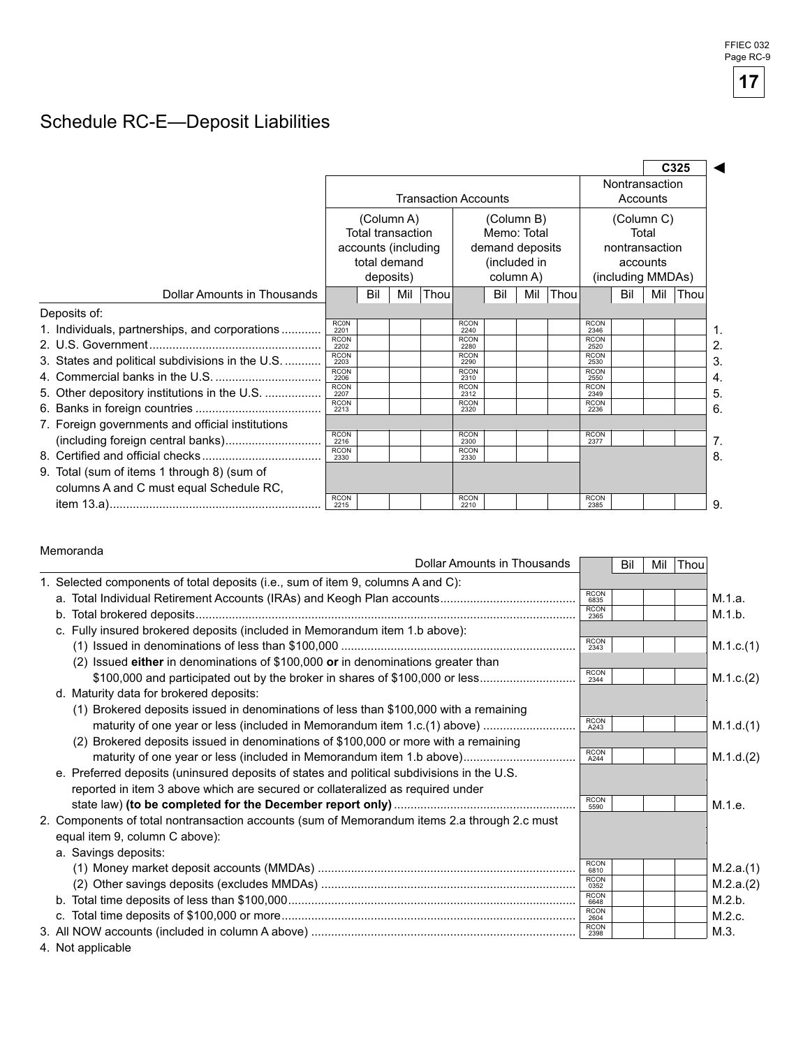# Schedule RC-E—Deposit Liabilities

C325 ◄

| Dollar Amounts in Thousands | Transaction Accounts | | Nontransaction Accounts | |
|---|---|---|---|---|
| | (Column A) Total transaction accounts (including total demand deposits) | (Column B) Memo: Total demand deposits (included in column A) | (Column C) Total nontransaction accounts (including MMDAs) | |
| | Bil Mil Thou | Bil Mil Thou | Bil Mil Thou | |
| Deposits of: | | | | |
| 1. Individuals, partnerships, and corporations | RCON 2201 | RCON 2240 | RCON 2346 | 1. |
| 2. U.S. Government | RCON 2202 | RCON 2280 | RCON 2520 | 2. |
| 3. States and political subdivisions in the U.S. | RCON 2203 | RCON 2290 | RCON 2530 | 3. |
| 4. Commercial banks in the U.S. | RCON 2206 | RCON 2310 | RCON 2550 | 4. |
| 5. Other depository institutions in the U.S. | RCON 2207 | RCON 2312 | RCON 2349 | 5. |
| 6. Banks in foreign countries | RCON 2213 | RCON 2320 | RCON 2236 | 6. |
| 7. Foreign governments and official institutions (including foreign central banks) | RCON 2216 | RCON 2300 | RCON 2377 | 7. |
| 8. Certified and official checks | RCON 2330 | RCON 2330 | | 8. |
| 9. Total (sum of items 1 through 8) (sum of columns A and C must equal Schedule RC, item 13.a) | RCON 2215 | RCON 2210 | RCON 2385 | 9. |

## Memoranda

| Dollar Amounts in Thousands | Bil Mil Thou | |
|---|---|---|
| 1. Selected components of total deposits (i.e., sum of item 9, columns A and C): | | |
| a. Total Individual Retirement Accounts (IRAs) and Keogh Plan accounts | RCON 6835 | M.1.a. |
| b. Total brokered deposits | RCON 2365 | M.1.b. |
| c. Fully insured brokered deposits (included in Memorandum item 1.b above): | | |
| (1) Issued in denominations of less than $100,000 | RCON 2343 | M.1.c.(1) |
| (2) Issued **either** in denominations of $100,000 **or** in denominations greater than $100,000 and participated out by the broker in shares of $100,000 or less | RCON 2344 | M.1.c.(2) |
| d. Maturity data for brokered deposits: | | |
| (1) Brokered deposits issued in denominations of less than $100,000 with a remaining maturity of one year or less (included in Memorandum item 1.c.(1) above) | RCON A243 | M.1.d.(1) |
| (2) Brokered deposits issued in denominations of $100,000 or more with a remaining maturity of one year or less (included in Memorandum item 1.b above) | RCON A244 | M.1.d.(2) |
| e. Preferred deposits (uninsured deposits of states and political subdivisions in the U.S. reported in item 3 above which are secured or collateralized as required under state law) **(to be completed for the December report only)** | RCON 5590 | M.1.e. |
| 2. Components of total nontransaction accounts (sum of Memorandum items 2.a through 2.c must equal item 9, column C above): | | |
| a. Savings deposits: | | |
| (1) Money market deposit accounts (MMDAs) | RCON 6810 | M.2.a.(1) |
| (2) Other savings deposits (excludes MMDAs) | RCON 0352 | M.2.a.(2) |
| b. Total time deposits of less than $100,000 | RCON 6648 | M.2.b. |
| c. Total time deposits of $100,000 or more | RCON 2604 | M.2.c. |
| 3. All NOW accounts (included in column A above) | RCON 2398 | M.3. |
| 4. Not applicable | | |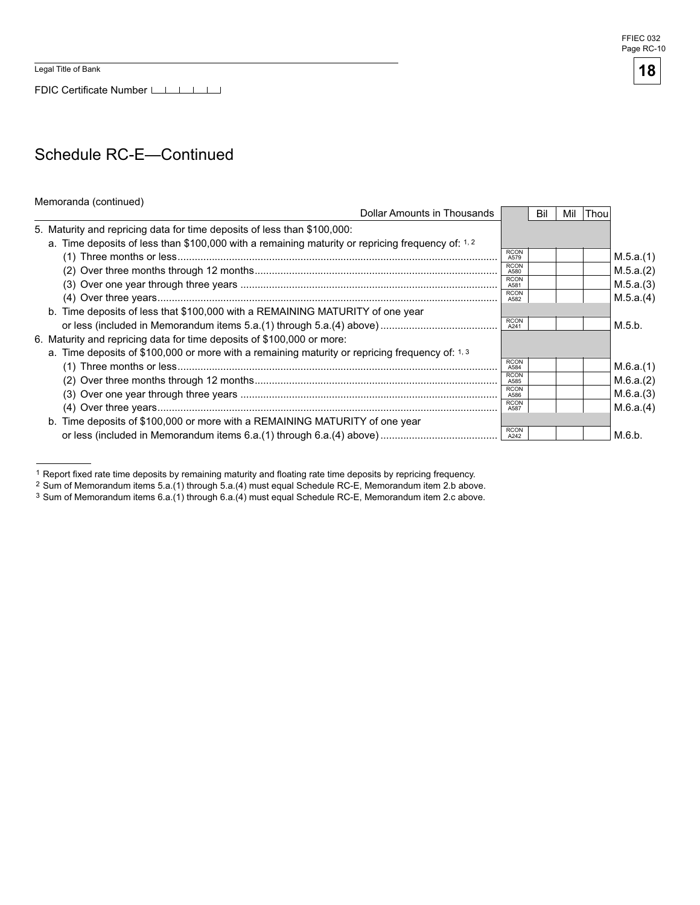Legal Title of Bank

FDIC Certificate Number

# Schedule RC-E—Continued

Memoranda (continued)

| Dollar Amounts in Thousands | | Bil | Mil | Thou | |
|---|---|---|---|---|---|
| 5. Maturity and repricing data for time deposits of less than $100,000: | | | | | |
| a. Time deposits of less than $100,000 with a remaining maturity or repricing frequency of: [1, 2] | | | | | |
| (1) Three months or less | RCON A579 | | | | M.5.a.(1) |
| (2) Over three months through 12 months | RCON A580 | | | | M.5.a.(2) |
| (3) Over one year through three years | RCON A581 | | | | M.5.a.(3) |
| (4) Over three years | RCON A582 | | | | M.5.a.(4) |
| b. Time deposits of less that $100,000 with a REMAINING MATURITY of one year or less (included in Memorandum items 5.a.(1) through 5.a.(4) above) | RCON A241 | | | | M.5.b. |
| 6. Maturity and repricing data for time deposits of $100,000 or more: | | | | | |
| a. Time deposits of $100,000 or more with a remaining maturity or repricing frequency of: [1, 3] | | | | | |
| (1) Three months or less | RCON A584 | | | | M.6.a.(1) |
| (2) Over three months through 12 months | RCON A585 | | | | M.6.a.(2) |
| (3) Over one year through three years | RCON A586 | | | | M.6.a.(3) |
| (4) Over three years | RCON A587 | | | | M.6.a.(4) |
| b. Time deposits of $100,000 or more with a REMAINING MATURITY of one year or less (included in Memorandum items 6.a.(1) through 6.a.(4) above) | RCON A242 | | | | M.6.b. |

[1] Report fixed rate time deposits by remaining maturity and floating rate time deposits by repricing frequency.
[2] Sum of Memorandum items 5.a.(1) through 5.a.(4) must equal Schedule RC-E, Memorandum item 2.b above.
[3] Sum of Memorandum items 6.a.(1) through 6.a.(4) must equal Schedule RC-E, Memorandum item 2.c above.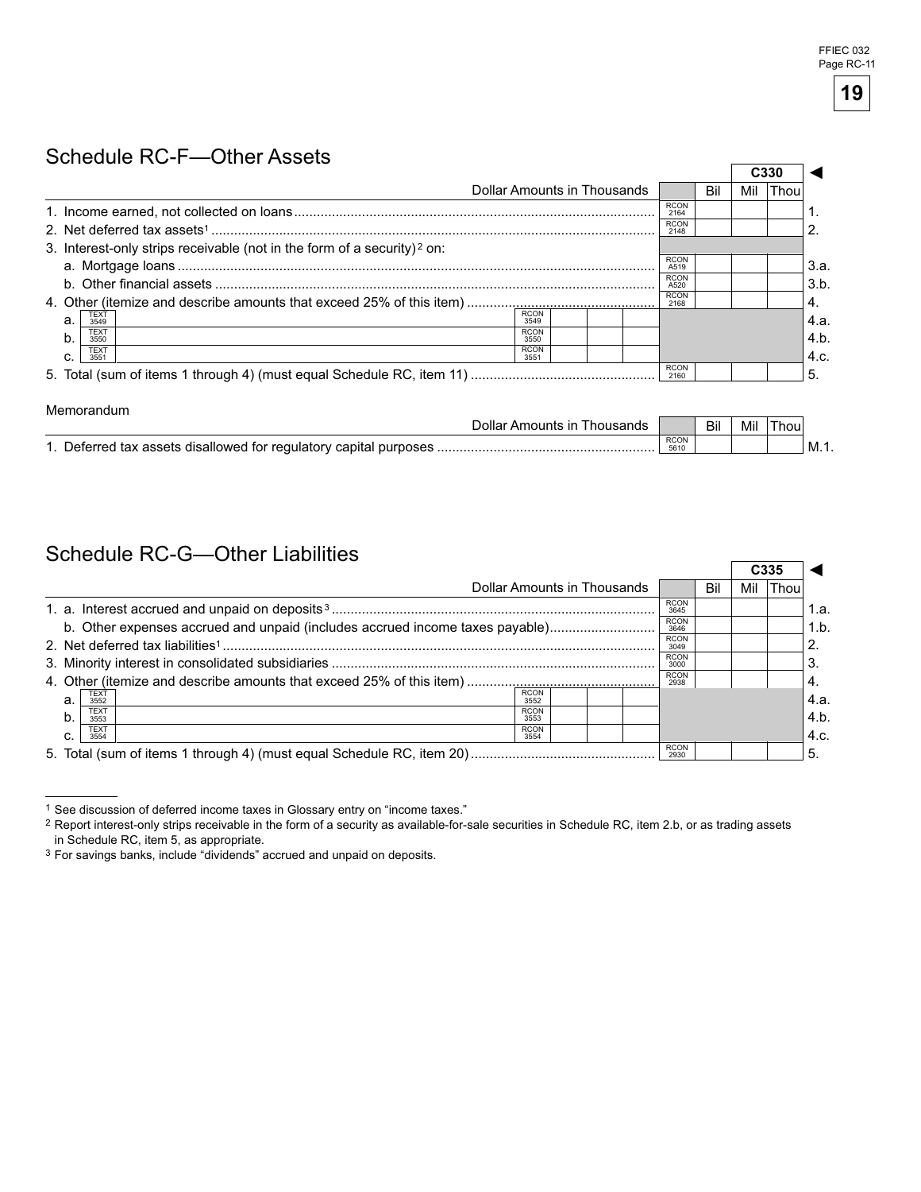# Schedule RC-F—Other Assets

| Dollar Amounts in Thousands | | | Bil | Mil | Thou | |
|---|---|---|---|---|---|---|
| | | | | C330 | | ◄ |
| 1. Income earned, not collected on loans | | RCON 2164 | | | | 1. |
| 2. Net deferred tax assets[1] | | RCON 2148 | | | | 2. |
| 3. Interest-only strips receivable (not in the form of a security)[2] on: | | | | | | |
| a. Mortgage loans | | RCON A519 | | | | 3.a. |
| b. Other financial assets | | RCON A520 | | | | 3.b. |
| 4. Other (itemize and describe amounts that exceed 25% of this item) | | RCON 2168 | | | | 4. |
| a. TEXT 3549 | RCON 3549 | | | | | 4.a. |
| b. TEXT 3550 | RCON 3550 | | | | | 4.b. |
| c. TEXT 3551 | RCON 3551 | | | | | 4.c. |
| 5. Total (sum of items 1 through 4) (must equal Schedule RC, item 11) | | RCON 2160 | | | | 5. |

Memorandum

| Dollar Amounts in Thousands | | Bil | Mil | Thou | |
|---|---|---|---|---|---|
| 1. Deferred tax assets disallowed for regulatory capital purposes | RCON 5610 | | | | M.1. |

# Schedule RC-G—Other Liabilities

| Dollar Amounts in Thousands | | | Bil | Mil | Thou | |
|---|---|---|---|---|---|---|
| | | | | C335 | | ◄ |
| 1. a. Interest accrued and unpaid on deposits[3] | | RCON 3645 | | | | 1.a. |
| b. Other expenses accrued and unpaid (includes accrued income taxes payable) | | RCON 3646 | | | | 1.b. |
| 2. Net deferred tax liabilities[1] | | RCON 3049 | | | | 2. |
| 3. Minority interest in consolidated subsidiaries | | RCON 3000 | | | | 3. |
| 4. Other (itemize and describe amounts that exceed 25% of this item) | | RCON 2938 | | | | 4. |
| a. TEXT 3552 | RCON 3552 | | | | | 4.a. |
| b. TEXT 3553 | RCON 3553 | | | | | 4.b. |
| c. TEXT 3554 | RCON 3554 | | | | | 4.c. |
| 5. Total (sum of items 1 through 4) (must equal Schedule RC, item 20) | | RCON 2930 | | | | 5. |

[1] See discussion of deferred income taxes in Glossary entry on "income taxes."

[2] Report interest-only strips receivable in the form of a security as available-for-sale securities in Schedule RC, item 2.b, or as trading assets in Schedule RC, item 5, as appropriate.

[3] For savings banks, include "dividends" accrued and unpaid on deposits.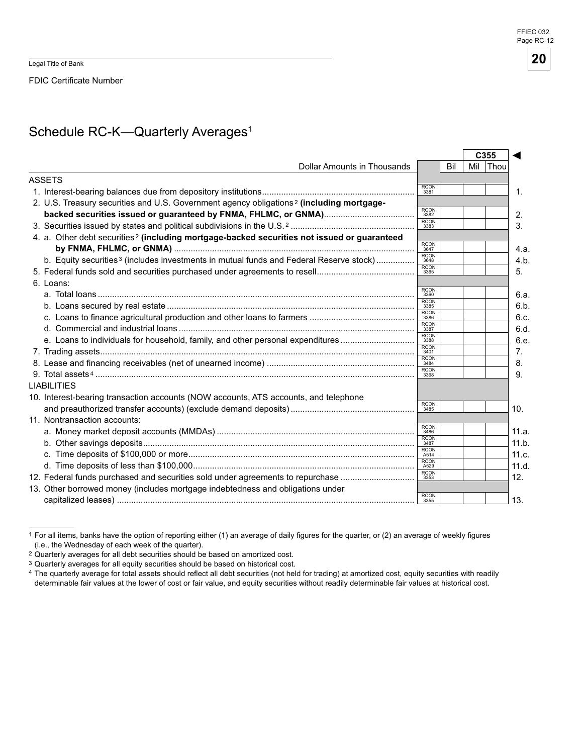Legal Title of Bank

FDIC Certificate Number

# Schedule RC-K—Quarterly Averages[1]

| Dollar Amounts in Thousands | | Bil | Mil | Thou | |
|---|---|---|---|---|---|
| | | | C355 | | ◄ |
| **ASSETS** | | | | | |
| 1. Interest-bearing balances due from depository institutions | RCON 3381 | | | | 1. |
| 2. U.S. Treasury securities and U.S. Government agency obligations[2] **(including mortgage-backed securities issued or guaranteed by FNMA, FHLMC, or GNMA)** | RCON 3382 | | | | 2. |
| 3. Securities issued by states and political subdivisions in the U.S.[2] | RCON 3383 | | | | 3. |
| 4. a. Other debt securities[2] **(including mortgage-backed securities not issued or guaranteed by FNMA, FHLMC, or GNMA)** | RCON 3647 | | | | 4.a. |
| b. Equity securities[3] (includes investments in mutual funds and Federal Reserve stock) | RCON 3648 | | | | 4.b. |
| 5. Federal funds sold and securities purchased under agreements to resell | RCON 3365 | | | | 5. |
| 6. Loans: | | | | | |
| a. Total loans | RCON 3360 | | | | 6.a. |
| b. Loans secured by real estate | RCON 3385 | | | | 6.b. |
| c. Loans to finance agricultural production and other loans to farmers | RCON 3386 | | | | 6.c. |
| d. Commercial and industrial loans | RCON 3387 | | | | 6.d. |
| e. Loans to individuals for household, family, and other personal expenditures | RCON 3388 | | | | 6.e. |
| 7. Trading assets | RCON 3401 | | | | 7. |
| 8. Lease and financing receivables (net of unearned income) | RCON 3484 | | | | 8. |
| 9. Total assets[4] | RCON 3368 | | | | 9. |
| **LIABILITIES** | | | | | |
| 10. Interest-bearing transaction accounts (NOW accounts, ATS accounts, and telephone and preauthorized transfer accounts) (exclude demand deposits) | RCON 3485 | | | | 10. |
| 11. Nontransaction accounts: | | | | | |
| a. Money market deposit accounts (MMDAs) | RCON 3486 | | | | 11.a. |
| b. Other savings deposits | RCON 3487 | | | | 11.b. |
| c. Time deposits of $100,000 or more | RCON A514 | | | | 11.c. |
| d. Time deposits of less than $100,000 | RCON A529 | | | | 11.d. |
| 12. Federal funds purchased and securities sold under agreements to repurchase | RCON 3353 | | | | 12. |
| 13. Other borrowed money (includes mortgage indebtedness and obligations under capitalized leases) | RCON 3355 | | | | 13. |

[1] For all items, banks have the option of reporting either (1) an average of daily figures for the quarter, or (2) an average of weekly figures (i.e., the Wednesday of each week of the quarter).

[2] Quarterly averages for all debt securities should be based on amortized cost.

[3] Quarterly averages for all equity securities should be based on historical cost.

[4] The quarterly average for total assets should reflect all debt securities (not held for trading) at amortized cost, equity securities with readily determinable fair values at the lower of cost or fair value, and equity securities without readily determinable fair values at historical cost.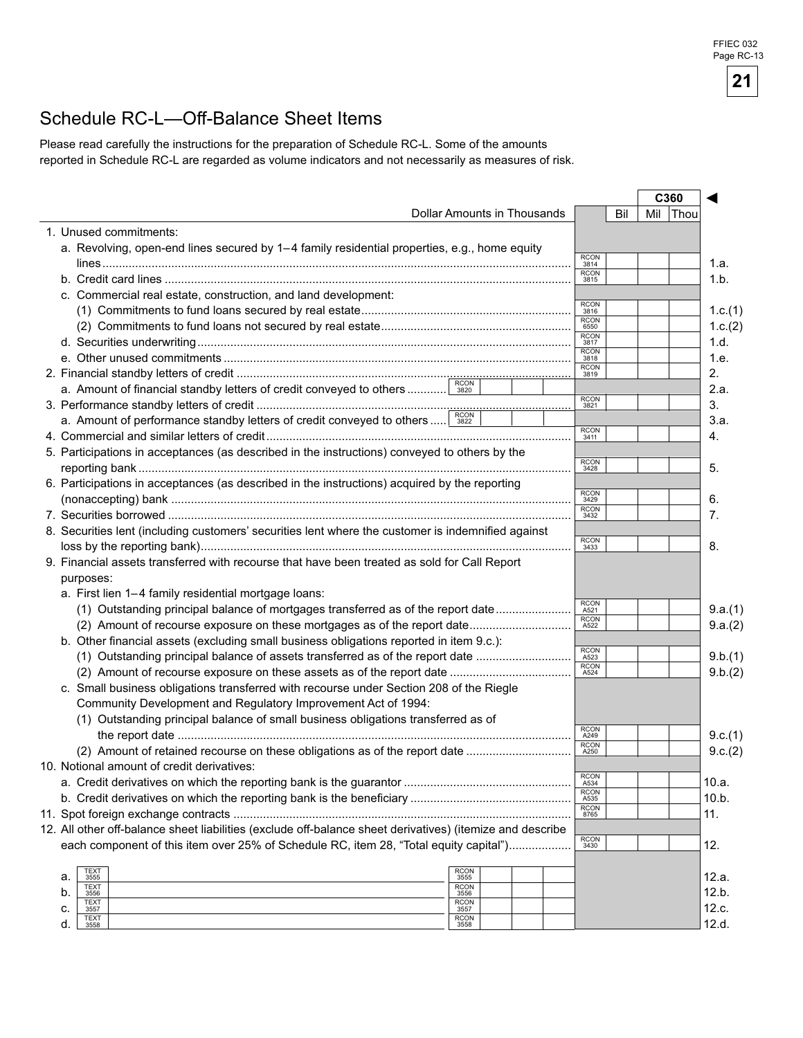# Schedule RC-L—Off-Balance Sheet Items

Please read carefully the instructions for the preparation of Schedule RC-L. Some of the amounts reported in Schedule RC-L are regarded as volume indicators and not necessarily as measures of risk.

| Dollar Amounts in Thousands | | | | Bil | Mil | Thou | C360 |
|---|---|---|---|---|---|---|---|
| 1. Unused commitments: | | | | | | | |
| a. Revolving, open-end lines secured by 1–4 family residential properties, e.g., home equity lines | | | RCON 3814 | | | | 1.a. |
| b. Credit card lines | | | RCON 3815 | | | | 1.b. |
| c. Commercial real estate, construction, and land development: | | | | | | | |
| (1) Commitments to fund loans secured by real estate | | | RCON 3816 | | | | 1.c.(1) |
| (2) Commitments to fund loans not secured by real estate | | | RCON 6550 | | | | 1.c.(2) |
| d. Securities underwriting | | | RCON 3817 | | | | 1.d. |
| e. Other unused commitments | | | RCON 3818 | | | | 1.e. |
| 2. Financial standby letters of credit | | | RCON 3819 | | | | 2. |
| a. Amount of financial standby letters of credit conveyed to others | RCON 3820 | | | | | | 2.a. |
| 3. Performance standby letters of credit | | | RCON 3821 | | | | 3. |
| a. Amount of performance standby letters of credit conveyed to others | RCON 3822 | | | | | | 3.a. |
| 4. Commercial and similar letters of credit | | | RCON 3411 | | | | 4. |
| 5. Participations in acceptances (as described in the instructions) conveyed to others by the reporting bank | | | RCON 3428 | | | | 5. |
| 6. Participations in acceptances (as described in the instructions) acquired by the reporting (nonaccepting) bank | | | RCON 3429 | | | | 6. |
| 7. Securities borrowed | | | RCON 3432 | | | | 7. |
| 8. Securities lent (including customers' securities lent where the customer is indemnified against loss by the reporting bank) | | | RCON 3433 | | | | 8. |
| 9. Financial assets transferred with recourse that have been treated as sold for Call Report purposes: | | | | | | | |
| a. First lien 1–4 family residential mortgage loans: | | | | | | | |
| (1) Outstanding principal balance of mortgages transferred as of the report date | | | RCON A521 | | | | 9.a.(1) |
| (2) Amount of recourse exposure on these mortgages as of the report date | | | RCON A522 | | | | 9.a.(2) |
| b. Other financial assets (excluding small business obligations reported in item 9.c.): | | | | | | | |
| (1) Outstanding principal balance of assets transferred as of the report date | | | RCON A523 | | | | 9.b.(1) |
| (2) Amount of recourse exposure on these assets as of the report date | | | RCON A524 | | | | 9.b.(2) |
| c. Small business obligations transferred with recourse under Section 208 of the Riegle Community Development and Regulatory Improvement Act of 1994: | | | | | | | |
| (1) Outstanding principal balance of small business obligations transferred as of the report date | | | RCON A249 | | | | 9.c.(1) |
| (2) Amount of retained recourse on these obligations as of the report date | | | RCON A250 | | | | 9.c.(2) |
| 10. Notional amount of credit derivatives: | | | | | | | |
| a. Credit derivatives on which the reporting bank is the guarantor | | | RCON A534 | | | | 10.a. |
| b. Credit derivatives on which the reporting bank is the beneficiary | | | RCON A535 | | | | 10.b. |
| 11. Spot foreign exchange contracts | | | RCON 8765 | | | | 11. |
| 12. All other off-balance sheet liabilities (exclude off-balance sheet derivatives) (itemize and describe each component of this item over 25% of Schedule RC, item 28, "Total equity capital") | | | RCON 3430 | | | | 12. |
| a. TEXT 3555 | RCON 3555 | | | | | | 12.a. |
| b. TEXT 3556 | RCON 3556 | | | | | | 12.b. |
| c. TEXT 3557 | RCON 3557 | | | | | | 12.c. |
| d. TEXT 3558 | RCON 3558 | | | | | | 12.d. |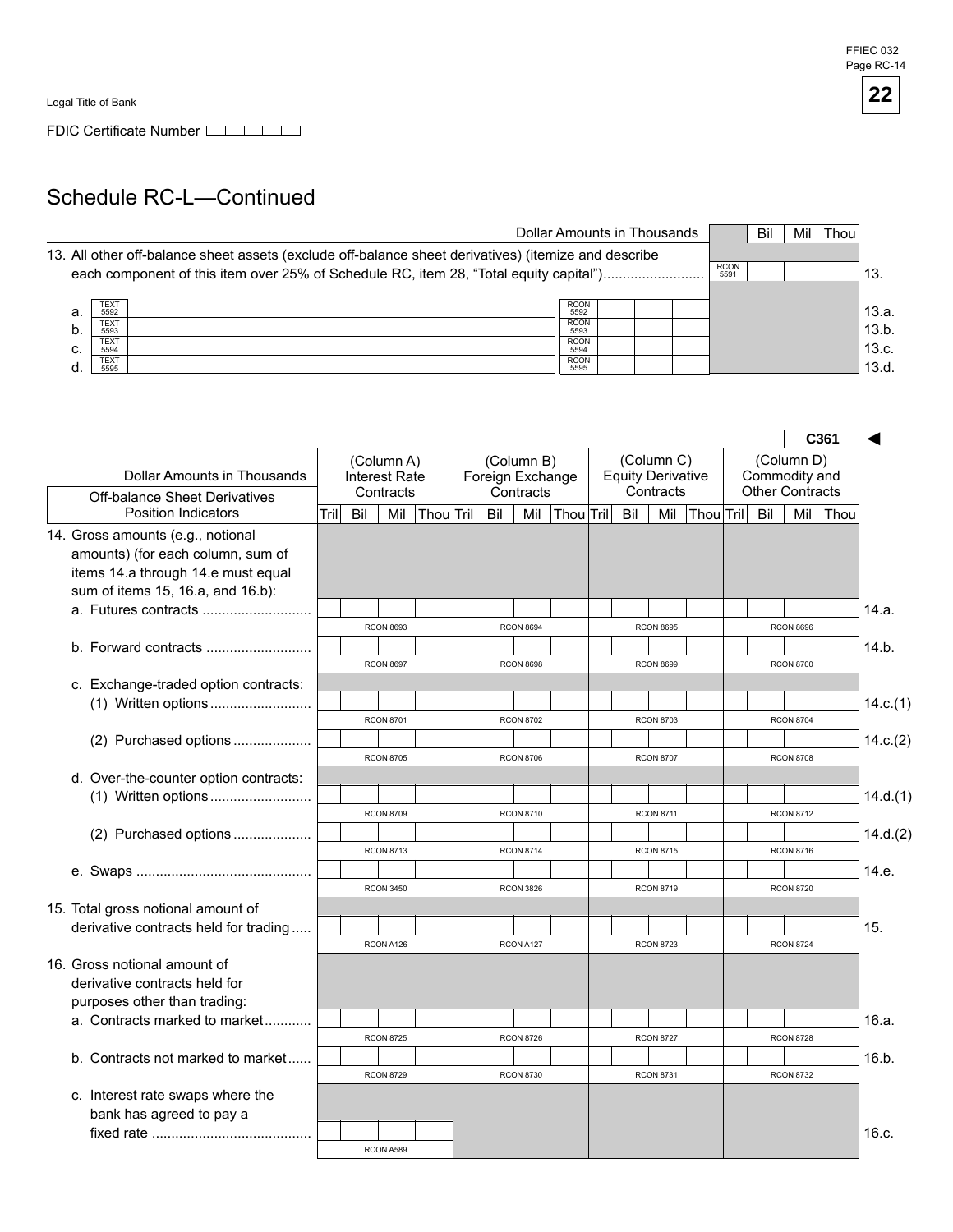Legal Title of Bank

FDIC Certificate Number

## Schedule RC-L—Continued

| | | Dollar Amounts in Thousands | Bil | Mil | Thou | |
|---|---|---|---|---|---|---|
| 13. All other off-balance sheet assets (exclude off-balance sheet derivatives) (itemize and describe each component of this item over 25% of Schedule RC, item 28, "Total equity capital") | | RCON 5591 | | | | 13. |
| a. TEXT 5592 | RCON 5592 | | | | | 13.a. |
| b. TEXT 5593 | RCON 5593 | | | | | 13.b. |
| c. TEXT 5594 | RCON 5594 | | | | | 13.c. |
| d. TEXT 5595 | RCON 5595 | | | | | 13.d. |

C361 ◄

| Dollar Amounts in Thousands<br>Off-balance Sheet Derivatives Position Indicators | (Column A) Interest Rate Contracts<br>Tril Bil Mil Thou | (Column B) Foreign Exchange Contracts<br>Tril Bil Mil Thou | (Column C) Equity Derivative Contracts<br>Tril Bil Mil Thou | (Column D) Commodity and Other Contracts<br>Tril Bil Mil Thou | |
|---|---|---|---|---|---|
| 14. Gross amounts (e.g., notional amounts) (for each column, sum of items 14.a through 14.e must equal sum of items 15, 16.a, and 16.b): | | | | | |
| a. Futures contracts | RCON 8693 | RCON 8694 | RCON 8695 | RCON 8696 | 14.a. |
| b. Forward contracts | RCON 8697 | RCON 8698 | RCON 8699 | RCON 8700 | 14.b. |
| c. Exchange-traded option contracts: | | | | | |
| (1) Written options | RCON 8701 | RCON 8702 | RCON 8703 | RCON 8704 | 14.c.(1) |
| (2) Purchased options | RCON 8705 | RCON 8706 | RCON 8707 | RCON 8708 | 14.c.(2) |
| d. Over-the-counter option contracts: | | | | | |
| (1) Written options | RCON 8709 | RCON 8710 | RCON 8711 | RCON 8712 | 14.d.(1) |
| (2) Purchased options | RCON 8713 | RCON 8714 | RCON 8715 | RCON 8716 | 14.d.(2) |
| e. Swaps | RCON 3450 | RCON 3826 | RCON 8719 | RCON 8720 | 14.e. |
| 15. Total gross notional amount of derivative contracts held for trading | RCON A126 | RCON A127 | RCON 8723 | RCON 8724 | 15. |
| 16. Gross notional amount of derivative contracts held for purposes other than trading: | | | | | |
| a. Contracts marked to market | RCON 8725 | RCON 8726 | RCON 8727 | RCON 8728 | 16.a. |
| b. Contracts not marked to market | RCON 8729 | RCON 8730 | RCON 8731 | RCON 8732 | 16.b. |
| c. Interest rate swaps where the bank has agreed to pay a fixed rate | RCON A589 | | | | 16.c. |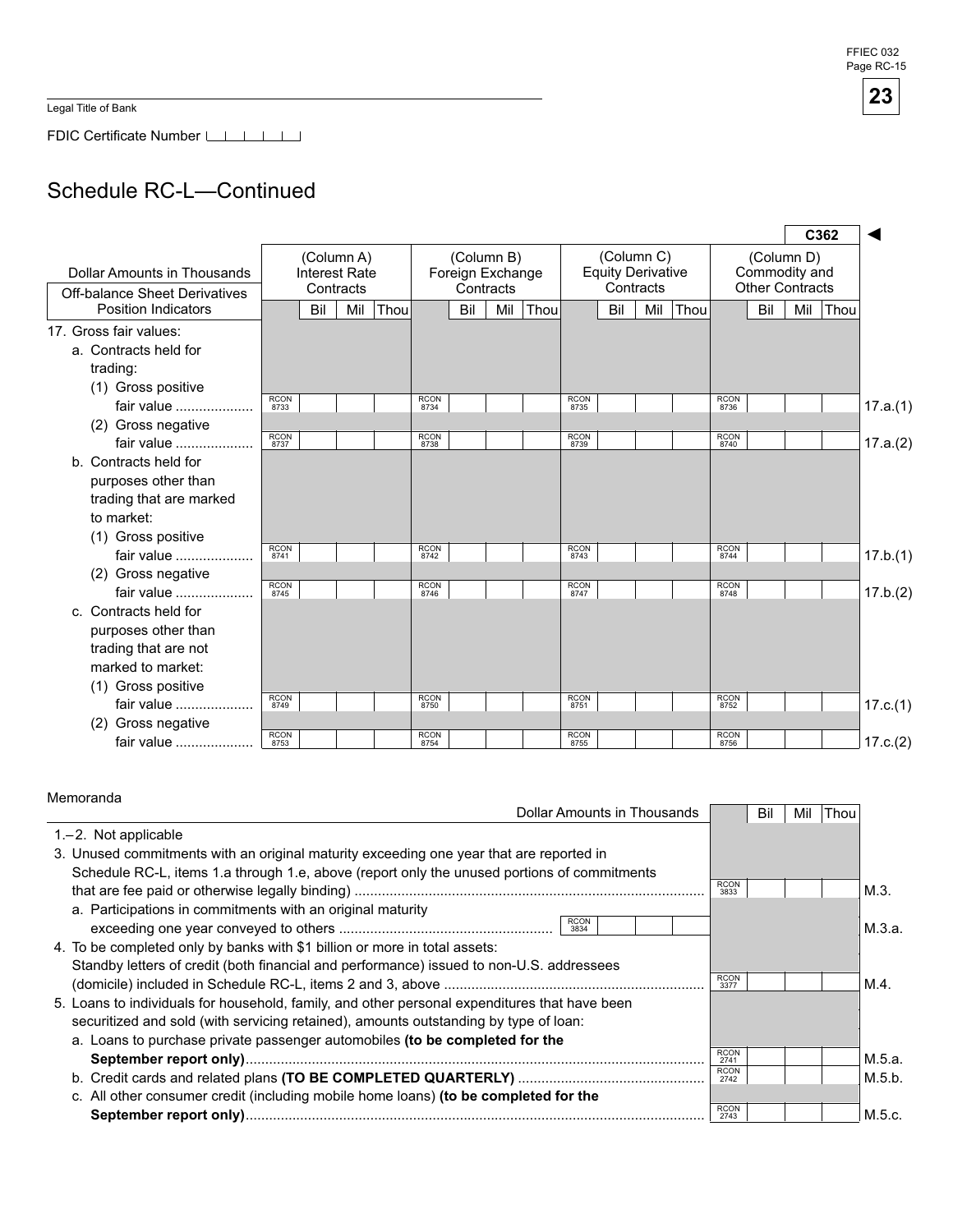Legal Title of Bank

FDIC Certificate Number

## Schedule RC-L—Continued

C362 ◄

| Dollar Amounts in Thousands / Off-balance Sheet Derivatives Position Indicators | (Column A) Interest Rate Contracts | (Column B) Foreign Exchange Contracts | (Column C) Equity Derivative Contracts | (Column D) Commodity and Other Contracts | |
|---|---|---|---|---|---|
| | Bil Mil Thou | Bil Mil Thou | Bil Mil Thou | Bil Mil Thou | |
| 17. Gross fair values: | | | | | |
| a. Contracts held for trading: | | | | | |
| (1) Gross positive fair value | RCON 8733 | RCON 8734 | RCON 8735 | RCON 8736 | 17.a.(1) |
| (2) Gross negative fair value | RCON 8737 | RCON 8738 | RCON 8739 | RCON 8740 | 17.a.(2) |
| b. Contracts held for purposes other than trading that are marked to market: | | | | | |
| (1) Gross positive fair value | RCON 8741 | RCON 8742 | RCON 8743 | RCON 8744 | 17.b.(1) |
| (2) Gross negative fair value | RCON 8745 | RCON 8746 | RCON 8747 | RCON 8748 | 17.b.(2) |
| c. Contracts held for purposes other than trading that are not marked to market: | | | | | |
| (1) Gross positive fair value | RCON 8749 | RCON 8750 | RCON 8751 | RCON 8752 | 17.c.(1) |
| (2) Gross negative fair value | RCON 8753 | RCON 8754 | RCON 8755 | RCON 8756 | 17.c.(2) |

### Memoranda

| Dollar Amounts in Thousands | | Bil Mil Thou | |
|---|---|---|---|
| 1.–2. Not applicable | | | |
| 3. Unused commitments with an original maturity exceeding one year that are reported in Schedule RC-L, items 1.a through 1.e, above (report only the unused portions of commitments that are fee paid or otherwise legally binding) | | RCON 3833 | M.3. |
| a. Participations in commitments with an original maturity exceeding one year conveyed to others | RCON 3834 | | M.3.a. |
| 4. To be completed only by banks with $1 billion or more in total assets: Standby letters of credit (both financial and performance) issued to non-U.S. addressees (domicile) included in Schedule RC-L, items 2 and 3, above | | RCON 3377 | M.4. |
| 5. Loans to individuals for household, family, and other personal expenditures that have been securitized and sold (with servicing retained), amounts outstanding by type of loan: | | | |
| a. Loans to purchase private passenger automobiles **(to be completed for the September report only)** | | RCON 2741 | M.5.a. |
| b. Credit cards and related plans **(TO BE COMPLETED QUARTERLY)** | | RCON 2742 | M.5.b. |
| c. All other consumer credit (including mobile home loans) **(to be completed for the September report only)** | | RCON 2743 | M.5.c. |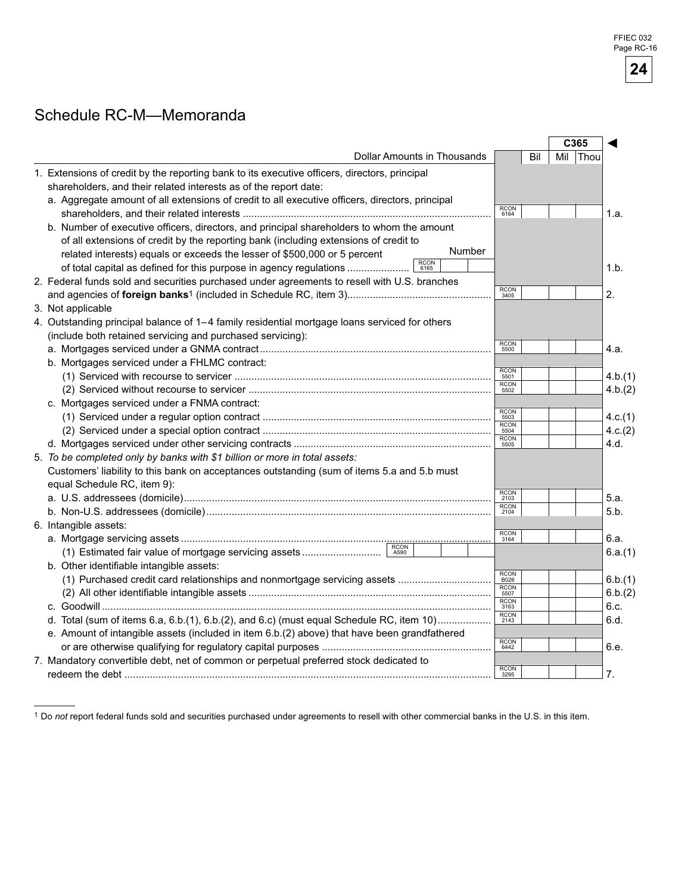# Schedule RC-M—Memoranda

| Dollar Amounts in Thousands | | Bil | Mil | Thou | C365 |
|---|---|---|---|---|---|
| 1. Extensions of credit by the reporting bank to its executive officers, directors, principal shareholders, and their related interests as of the report date: | | | | | |
| a. Aggregate amount of all extensions of credit to all executive officers, directors, principal shareholders, and their related interests | RCON 6164 | | | | 1.a. |
| b. Number of executive officers, directors, and principal shareholders to whom the amount of all extensions of credit by the reporting bank (including extensions of credit to related interests) equals or exceeds the lesser of $500,000 or 5 percent of total capital as defined for this purpose in agency regulations ..... RCON 6165 Number ____ | | | | | 1.b. |
| 2. Federal funds sold and securities purchased under agreements to resell with U.S. branches and agencies of **foreign banks**[1] (included in Schedule RC, item 3) | RCON 3405 | | | | 2. |
| 3. Not applicable | | | | | |
| 4. Outstanding principal balance of 1–4 family residential mortgage loans serviced for others (include both retained servicing and purchased servicing): | | | | | |
| a. Mortgages serviced under a GNMA contract | RCON 5500 | | | | 4.a. |
| b. Mortgages serviced under a FHLMC contract: | | | | | |
| (1) Serviced with recourse to servicer | RCON 5501 | | | | 4.b.(1) |
| (2) Serviced without recourse to servicer | RCON 5502 | | | | 4.b.(2) |
| c. Mortgages serviced under a FNMA contract: | | | | | |
| (1) Serviced under a regular option contract | RCON 5503 | | | | 4.c.(1) |
| (2) Serviced under a special option contract | RCON 5504 | | | | 4.c.(2) |
| d. Mortgages serviced under other servicing contracts | RCON 5505 | | | | 4.d. |
| 5. *To be completed only by banks with $1 billion or more in total assets:* Customers' liability to this bank on acceptances outstanding (sum of items 5.a and 5.b must equal Schedule RC, item 9): | | | | | |
| a. U.S. addressees (domicile) | RCON 2103 | | | | 5.a. |
| b. Non-U.S. addressees (domicile) | RCON 2104 | | | | 5.b. |
| 6. Intangible assets: | | | | | |
| a. Mortgage servicing assets | RCON 3164 | | | | 6.a. |
| (1) Estimated fair value of mortgage servicing assets ..... RCON A590 ____ | | | | | 6.a.(1) |
| b. Other identifiable intangible assets: | | | | | |
| (1) Purchased credit card relationships and nonmortgage servicing assets | RCON B026 | | | | 6.b.(1) |
| (2) All other identifiable intangible assets | RCON 5507 | | | | 6.b.(2) |
| c. Goodwill | RCON 3163 | | | | 6.c. |
| d. Total (sum of items 6.a, 6.b.(1), 6.b.(2), and 6.c) (must equal Schedule RC, item 10) | RCON 2143 | | | | 6.d. |
| e. Amount of intangible assets (included in item 6.b.(2) above) that have been grandfathered or are otherwise qualifying for regulatory capital purposes | RCON 6442 | | | | 6.e. |
| 7. Mandatory convertible debt, net of common or perpetual preferred stock dedicated to redeem the debt | RCON 3295 | | | | 7. |

[1] Do *not* report federal funds sold and securities purchased under agreements to resell with other commercial banks in the U.S. in this item.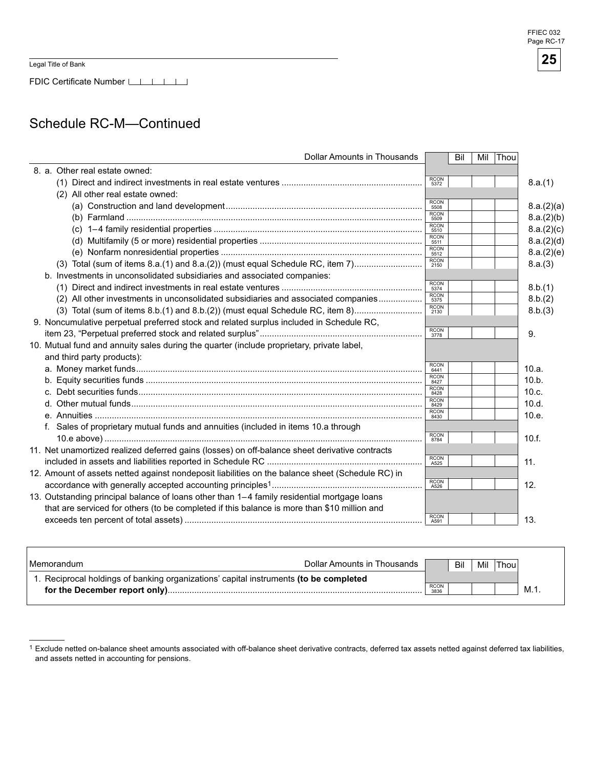Legal Title of Bank

FDIC Certificate Number

## Schedule RC-M—Continued

| Dollar Amounts in Thousands | | Bil | Mil | Thou | |
|---|---|---|---|---|---|
| 8. a. Other real estate owned: | | | | | |
| (1) Direct and indirect investments in real estate ventures | RCON 5372 | | | | 8.a.(1) |
| (2) All other real estate owned: | | | | | |
| (a) Construction and land development | RCON 5508 | | | | 8.a.(2)(a) |
| (b) Farmland | RCON 5509 | | | | 8.a.(2)(b) |
| (c) 1–4 family residential properties | RCON 5510 | | | | 8.a.(2)(c) |
| (d) Multifamily (5 or more) residential properties | RCON 5511 | | | | 8.a.(2)(d) |
| (e) Nonfarm nonresidential properties | RCON 5512 | | | | 8.a.(2)(e) |
| (3) Total (sum of items 8.a.(1) and 8.a.(2)) (must equal Schedule RC, item 7) | RCON 2150 | | | | 8.a.(3) |
| b. Investments in unconsolidated subsidiaries and associated companies: | | | | | |
| (1) Direct and indirect investments in real estate ventures | RCON 5374 | | | | 8.b.(1) |
| (2) All other investments in unconsolidated subsidiaries and associated companies | RCON 5375 | | | | 8.b.(2) |
| (3) Total (sum of items 8.b.(1) and 8.b.(2)) (must equal Schedule RC, item 8) | RCON 2130 | | | | 8.b.(3) |
| 9. Noncumulative perpetual preferred stock and related surplus included in Schedule RC, item 23, "Perpetual preferred stock and related surplus" | RCON 3778 | | | | 9. |
| 10. Mutual fund and annuity sales during the quarter (include proprietary, private label, and third party products): | | | | | |
| a. Money market funds | RCON 6441 | | | | 10.a. |
| b. Equity securities funds | RCON 8427 | | | | 10.b. |
| c. Debt securities funds | RCON 8428 | | | | 10.c. |
| d. Other mutual funds | RCON 8429 | | | | 10.d. |
| e. Annuities | RCON 8430 | | | | 10.e. |
| f. Sales of proprietary mutual funds and annuities (included in items 10.a through 10.e above) | RCON 8784 | | | | 10.f. |
| 11. Net unamortized realized deferred gains (losses) on off-balance sheet derivative contracts included in assets and liabilities reported in Schedule RC | RCON A525 | | | | 11. |
| 12. Amount of assets netted against nondeposit liabilities on the balance sheet (Schedule RC) in accordance with generally accepted accounting principles[1] | RCON A526 | | | | 12. |
| 13. Outstanding principal balance of loans other than 1–4 family residential mortgage loans that are serviced for others (to be completed if this balance is more than $10 million and exceeds ten percent of total assets) | RCON A591 | | | | 13. |

| Memorandum — Dollar Amounts in Thousands | | Bil | Mil | Thou | |
|---|---|---|---|---|---|
| 1. Reciprocal holdings of banking organizations' capital instruments **(to be completed for the December report only)** | RCON 3836 | | | | M.1. |

[1] Exclude netted on-balance sheet amounts associated with off-balance sheet derivative contracts, deferred tax assets netted against deferred tax liabilities, and assets netted in accounting for pensions.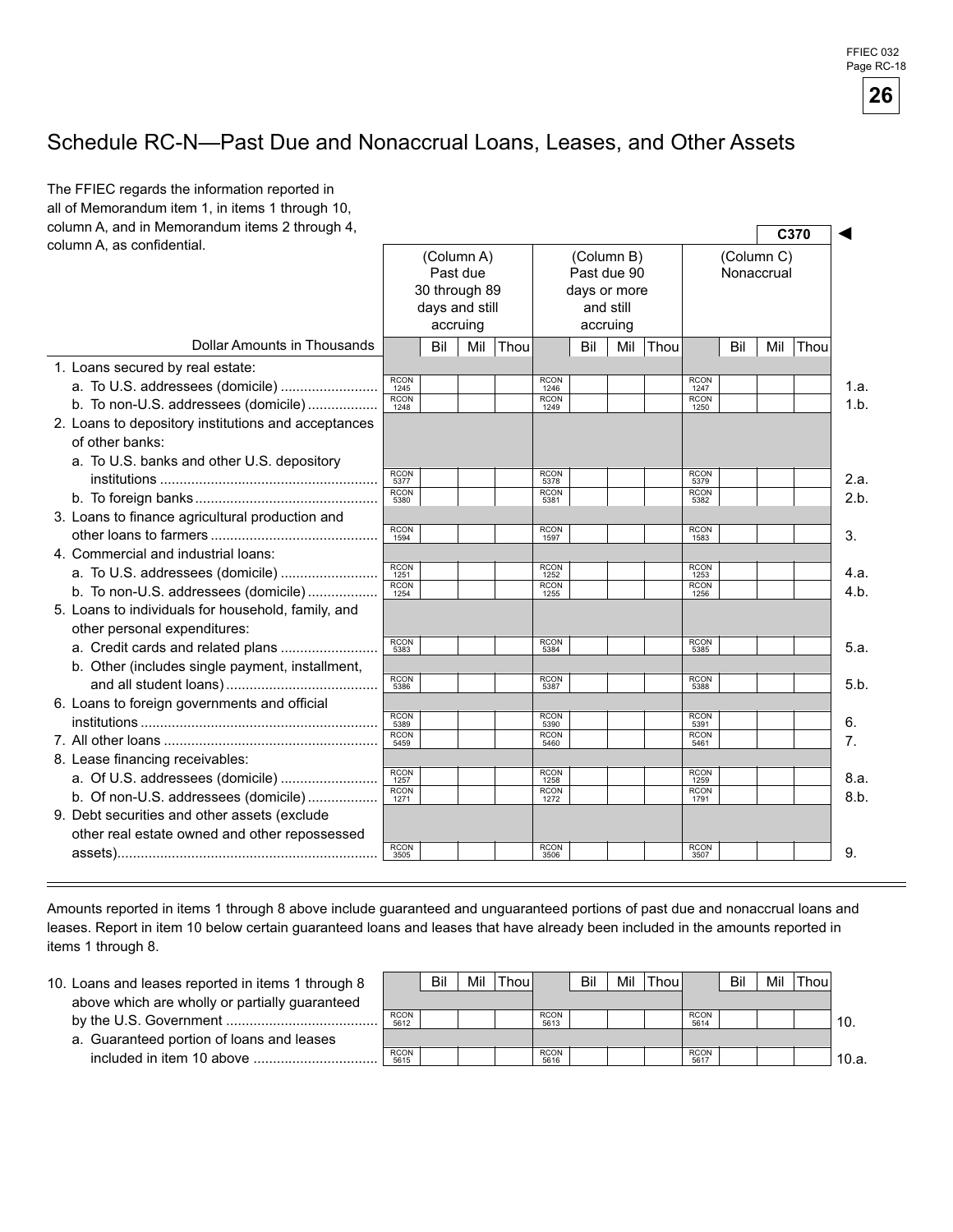# Schedule RC-N—Past Due and Nonaccrual Loans, Leases, and Other Assets

The FFIEC regards the information reported in all of Memorandum item 1, in items 1 through 10, column A, and in Memorandum items 2 through 4, column A, as confidential.

C370 ◄

| Dollar Amounts in Thousands | (Column A) Past due 30 through 89 days and still accruing | | (Column B) Past due 90 days or more and still accruing | | (Column C) Nonaccrual | | |
|---|---|---|---|---|---|---|---|
| | | Bil Mil Thou | | Bil Mil Thou | | Bil Mil Thou | |
| 1. Loans secured by real estate: | | | | | | | |
| a. To U.S. addressees (domicile) | RCON 1245 | | RCON 1246 | | RCON 1247 | | 1.a. |
| b. To non-U.S. addressees (domicile) | RCON 1248 | | RCON 1249 | | RCON 1250 | | 1.b. |
| 2. Loans to depository institutions and acceptances of other banks: | | | | | | | |
| a. To U.S. banks and other U.S. depository institutions | RCON 5377 | | RCON 5378 | | RCON 5379 | | 2.a. |
| b. To foreign banks | RCON 5380 | | RCON 5381 | | RCON 5382 | | 2.b. |
| 3. Loans to finance agricultural production and other loans to farmers | RCON 1594 | | RCON 1597 | | RCON 1583 | | 3. |
| 4. Commercial and industrial loans: | | | | | | | |
| a. To U.S. addressees (domicile) | RCON 1251 | | RCON 1252 | | RCON 1253 | | 4.a. |
| b. To non-U.S. addressees (domicile) | RCON 1254 | | RCON 1255 | | RCON 1256 | | 4.b. |
| 5. Loans to individuals for household, family, and other personal expenditures: | | | | | | | |
| a. Credit cards and related plans | RCON 5383 | | RCON 5384 | | RCON 5385 | | 5.a. |
| b. Other (includes single payment, installment, and all student loans) | RCON 5386 | | RCON 5387 | | RCON 5388 | | 5.b. |
| 6. Loans to foreign governments and official institutions | RCON 5389 | | RCON 5390 | | RCON 5391 | | 6. |
| 7. All other loans | RCON 5459 | | RCON 5460 | | RCON 5461 | | 7. |
| 8. Lease financing receivables: | | | | | | | |
| a. Of U.S. addressees (domicile) | RCON 1257 | | RCON 1258 | | RCON 1259 | | 8.a. |
| b. Of non-U.S. addressees (domicile) | RCON 1271 | | RCON 1272 | | RCON 1791 | | 8.b. |
| 9. Debt securities and other assets (exclude other real estate owned and other repossessed assets) | RCON 3505 | | RCON 3506 | | RCON 3507 | | 9. |

Amounts reported in items 1 through 8 above include guaranteed and unguaranteed portions of past due and nonaccrual loans and leases. Report in item 10 below certain guaranteed loans and leases that have already been included in the amounts reported in items 1 through 8.

| | | Bil Mil Thou | | Bil Mil Thou | | Bil Mil Thou | |
|---|---|---|---|---|---|---|---|
| 10. Loans and leases reported in items 1 through 8 above which are wholly or partially guaranteed by the U.S. Government | RCON 5612 | | RCON 5613 | | RCON 5614 | | 10. |
| a. Guaranteed portion of loans and leases included in item 10 above | RCON 5615 | | RCON 5616 | | RCON 5617 | | 10.a. |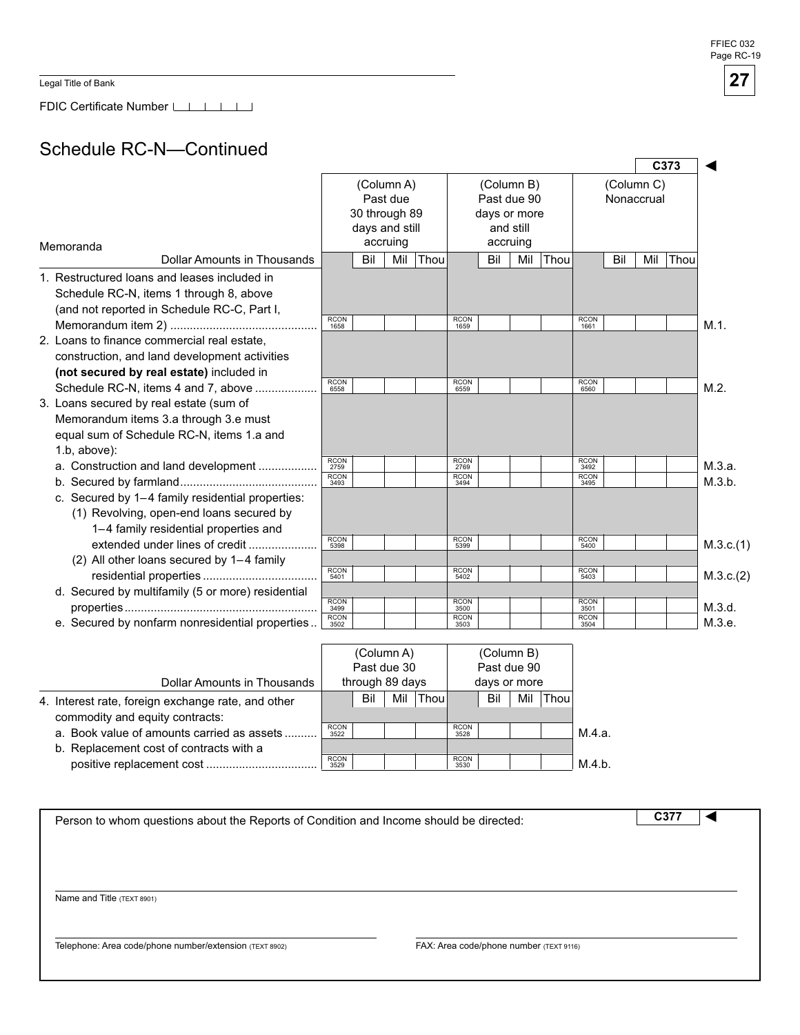Legal Title of Bank

FDIC Certificate Number

## Schedule RC-N—Continued

C373 ◄

| Memoranda<br>Dollar Amounts in Thousands | (Column A) Past due 30 through 89 days and still accruing<br>Bil Mil Thou | (Column B) Past due 90 days or more and still accruing<br>Bil Mil Thou | (Column C) Nonaccrual<br>Bil Mil Thou | |
|---|---|---|---|---|
| 1. Restructured loans and leases included in Schedule RC-N, items 1 through 8, above (and not reported in Schedule RC-C, Part I, Memorandum item 2) | RCON 1658 | RCON 1659 | RCON 1661 | M.1. |
| 2. Loans to finance commercial real estate, construction, and land development activities **(not secured by real estate)** included in Schedule RC-N, items 4 and 7, above | RCON 6558 | RCON 6559 | RCON 6560 | M.2. |
| 3. Loans secured by real estate (sum of Memorandum items 3.a through 3.e must equal sum of Schedule RC-N, items 1.a and 1.b, above): | | | | |
| a. Construction and land development | RCON 2759 | RCON 2769 | RCON 3492 | M.3.a. |
| b. Secured by farmland | RCON 3493 | RCON 3494 | RCON 3495 | M.3.b. |
| c. Secured by 1–4 family residential properties: | | | | |
| (1) Revolving, open-end loans secured by 1–4 family residential properties and extended under lines of credit | RCON 5398 | RCON 5399 | RCON 5400 | M.3.c.(1) |
| (2) All other loans secured by 1–4 family residential properties | RCON 5401 | RCON 5402 | RCON 5403 | M.3.c.(2) |
| d. Secured by multifamily (5 or more) residential properties | RCON 3499 | RCON 3500 | RCON 3501 | M.3.d. |
| e. Secured by nonfarm nonresidential properties | RCON 3502 | RCON 3503 | RCON 3504 | M.3.e. |

| Dollar Amounts in Thousands | (Column A) Past due 30 through 89 days<br>Bil Mil Thou | (Column B) Past due 90 days or more<br>Bil Mil Thou | |
|---|---|---|---|
| 4. Interest rate, foreign exchange rate, and other commodity and equity contracts: | | | |
| a. Book value of amounts carried as assets | RCON 3522 | RCON 3528 | M.4.a. |
| b. Replacement cost of contracts with a positive replacement cost | RCON 3529 | RCON 3530 | M.4.b. |

Person to whom questions about the Reports of Condition and Income should be directed: C377 ◄

Name and Title (TEXT 8901)

Telephone: Area code/phone number/extension (TEXT 8902)

FAX: Area code/phone number (TEXT 9116)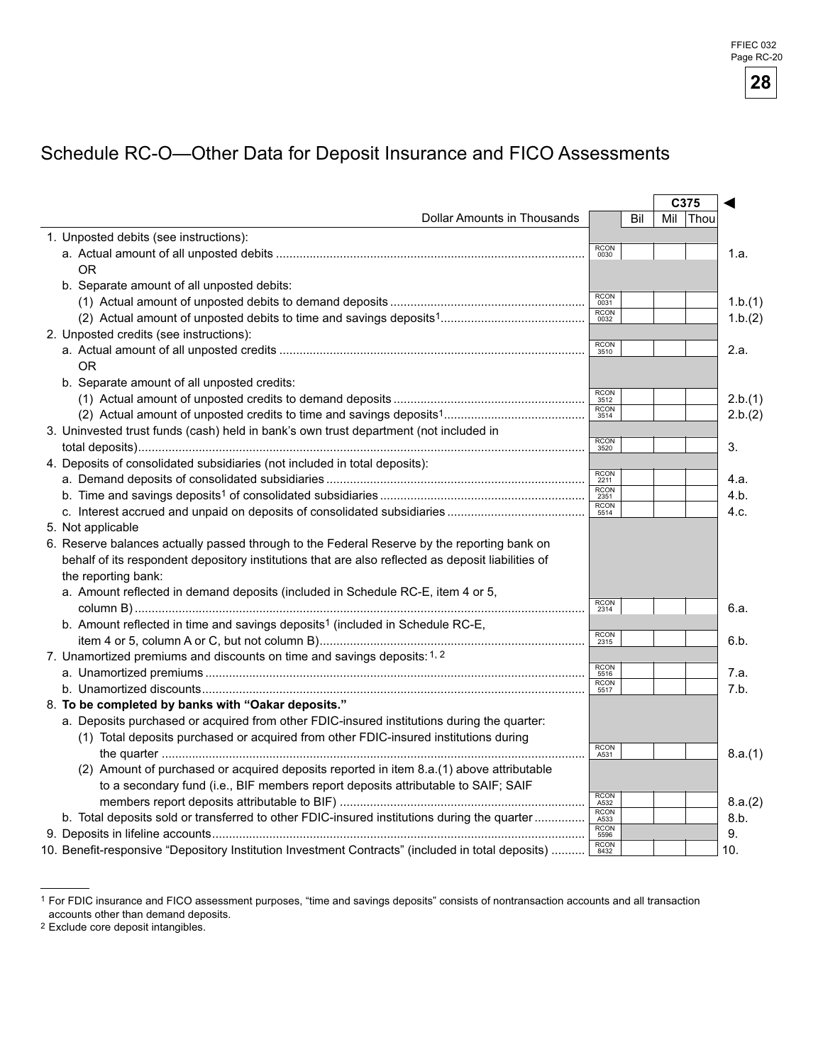# Schedule RC-O—Other Data for Deposit Insurance and FICO Assessments

| Dollar Amounts in Thousands | | Bil | Mil | Thou | |
|---|---|---|---|---|---|
| | | | C375 | | ◄ |
| 1. Unposted debits (see instructions): | | | | | |
| a. Actual amount of all unposted debits | RCON 0030 | | | | 1.a. |
| OR | | | | | |
| b. Separate amount of all unposted debits: | | | | | |
| (1) Actual amount of unposted debits to demand deposits | RCON 0031 | | | | 1.b.(1) |
| (2) Actual amount of unposted debits to time and savings deposits[1] | RCON 0032 | | | | 1.b.(2) |
| 2. Unposted credits (see instructions): | | | | | |
| a. Actual amount of all unposted credits | RCON 3510 | | | | 2.a. |
| OR | | | | | |
| b. Separate amount of all unposted credits: | | | | | |
| (1) Actual amount of unposted credits to demand deposits | RCON 3512 | | | | 2.b.(1) |
| (2) Actual amount of unposted credits to time and savings deposits[1] | RCON 3514 | | | | 2.b.(2) |
| 3. Uninvested trust funds (cash) held in bank's own trust department (not included in total deposits) | RCON 3520 | | | | 3. |
| 4. Deposits of consolidated subsidiaries (not included in total deposits): | | | | | |
| a. Demand deposits of consolidated subsidiaries | RCON 2211 | | | | 4.a. |
| b. Time and savings deposits[1] of consolidated subsidiaries | RCON 2351 | | | | 4.b. |
| c. Interest accrued and unpaid on deposits of consolidated subsidiaries | RCON 5514 | | | | 4.c. |
| 5. Not applicable | | | | | |
| 6. Reserve balances actually passed through to the Federal Reserve by the reporting bank on behalf of its respondent depository institutions that are also reflected as deposit liabilities of the reporting bank: | | | | | |
| a. Amount reflected in demand deposits (included in Schedule RC-E, item 4 or 5, column B) | RCON 2314 | | | | 6.a. |
| b. Amount reflected in time and savings deposits[1] (included in Schedule RC-E, item 4 or 5, column A or C, but not column B) | RCON 2315 | | | | 6.b. |
| 7. Unamortized premiums and discounts on time and savings deposits:[1, 2] | | | | | |
| a. Unamortized premiums | RCON 5516 | | | | 7.a. |
| b. Unamortized discounts | RCON 5517 | | | | 7.b. |
| 8. **To be completed by banks with "Oakar deposits."** | | | | | |
| a. Deposits purchased or acquired from other FDIC-insured institutions during the quarter: | | | | | |
| (1) Total deposits purchased or acquired from other FDIC-insured institutions during the quarter | RCON A531 | | | | 8.a.(1) |
| (2) Amount of purchased or acquired deposits reported in item 8.a.(1) above attributable to a secondary fund (i.e., BIF members report deposits attributable to SAIF; SAIF members report deposits attributable to BIF) | RCON A532 | | | | 8.a.(2) |
| b. Total deposits sold or transferred to other FDIC-insured institutions during the quarter | RCON A533 | | | | 8.b. |
| 9. Deposits in lifeline accounts | RCON 5596 | | | | 9. |
| 10. Benefit-responsive "Depository Institution Investment Contracts" (included in total deposits) | RCON 8432 | | | | 10. |

[1] For FDIC insurance and FICO assessment purposes, "time and savings deposits" consists of nontransaction accounts and all transaction accounts other than demand deposits.

[2] Exclude core deposit intangibles.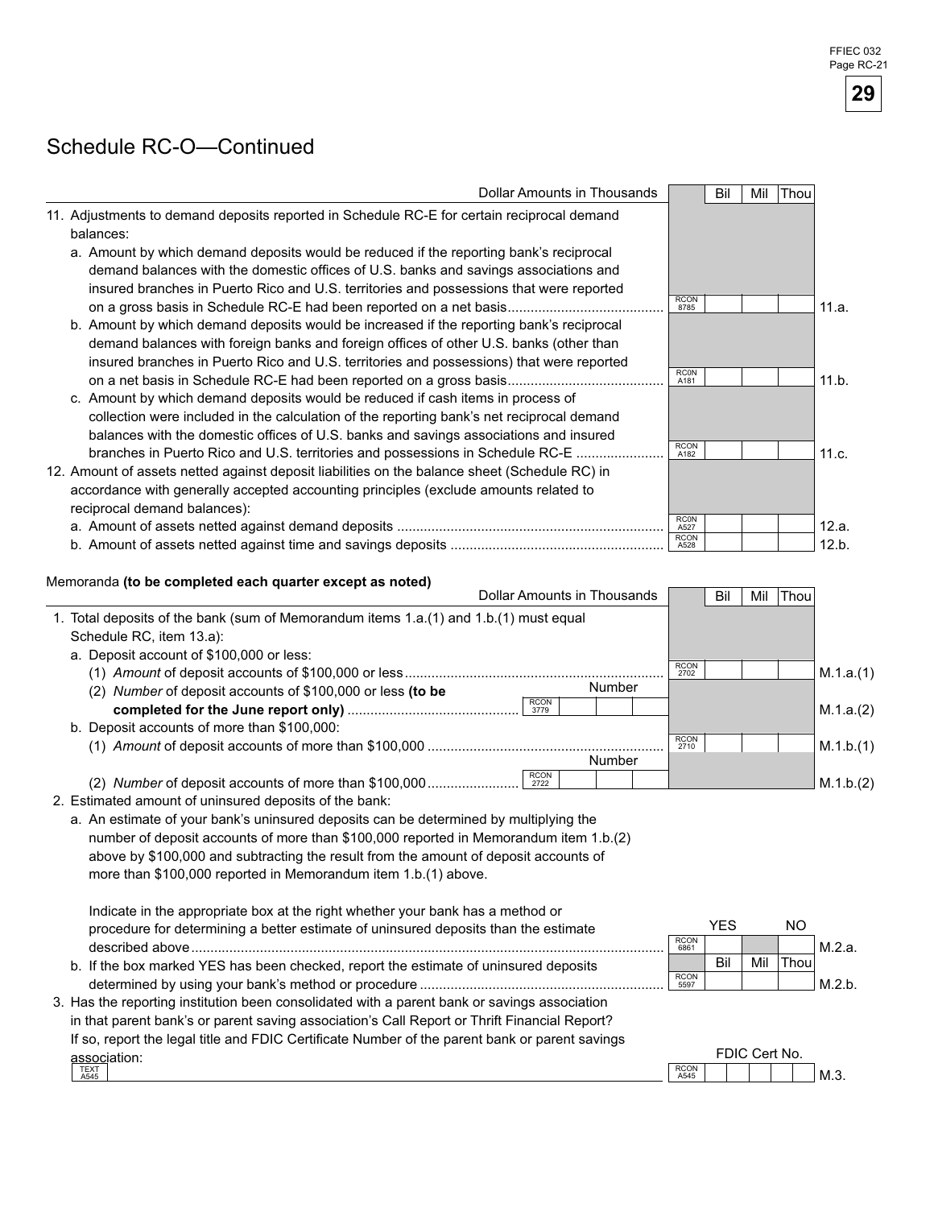# Schedule RC-O—Continued

| Dollar Amounts in Thousands | | Bil | Mil | Thou | |
|---|---|---|---|---|---|
| 11. Adjustments to demand deposits reported in Schedule RC-E for certain reciprocal demand balances: | | | | | |
| a. Amount by which demand deposits would be reduced if the reporting bank's reciprocal demand balances with the domestic offices of U.S. banks and savings associations and insured branches in Puerto Rico and U.S. territories and possessions that were reported on a gross basis in Schedule RC-E had been reported on a net basis | RCON 8785 | | | | 11.a. |
| b. Amount by which demand deposits would be increased if the reporting bank's reciprocal demand balances with foreign banks and foreign offices of other U.S. banks (other than insured branches in Puerto Rico and U.S. territories and possessions) that were reported on a net basis in Schedule RC-E had been reported on a gross basis | RCON A181 | | | | 11.b. |
| c. Amount by which demand deposits would be reduced if cash items in process of collection were included in the calculation of the reporting bank's net reciprocal demand balances with the domestic offices of U.S. banks and savings associations and insured branches in Puerto Rico and U.S. territories and possessions in Schedule RC-E | RCON A182 | | | | 11.c. |
| 12. Amount of assets netted against deposit liabilities on the balance sheet (Schedule RC) in accordance with generally accepted accounting principles (exclude amounts related to reciprocal demand balances): | | | | | |
| a. Amount of assets netted against demand deposits | RCON A527 | | | | 12.a. |
| b. Amount of assets netted against time and savings deposits | RCON A528 | | | | 12.b. |

Memoranda **(to be completed each quarter except as noted)**

| Dollar Amounts in Thousands | | Number | | Bil | Mil | Thou | |
|---|---|---|---|---|---|---|---|
| 1. Total deposits of the bank (sum of Memorandum items 1.a.(1) and 1.b.(1) must equal Schedule RC, item 13.a): | | | | | | | |
| a. Deposit account of $100,000 or less: | | | | | | | |
| (1) *Amount* of deposit accounts of $100,000 or less | | | RCON 2702 | | | | M.1.a.(1) |
| (2) *Number* of deposit accounts of $100,000 or less **(to be completed for the June report only)** | RCON 3779 | | | | | | M.1.a.(2) |
| b. Deposit accounts of more than $100,000: | | | | | | | |
| (1) *Amount* of deposit accounts of more than $100,000 | | | RCON 2710 | | | | M.1.b.(1) |
| (2) *Number* of deposit accounts of more than $100,000 | RCON 2722 | | | | | | M.1.b.(2) |

2. Estimated amount of uninsured deposits of the bank:

a. An estimate of your bank's uninsured deposits can be determined by multiplying the number of deposit accounts of more than $100,000 reported in Memorandum item 1.b.(2) above by $100,000 and subtracting the result from the amount of deposit accounts of more than $100,000 reported in Memorandum item 1.b.(1) above.

| | | YES | | NO | |
|---|---|---|---|---|---|
| Indicate in the appropriate box at the right whether your bank has a method or procedure for determining a better estimate of uninsured deposits than the estimate described above | RCON 6861 | | | | M.2.a. |
| | | **Bil** | **Mil** | **Thou** | |
| b. If the box marked YES has been checked, report the estimate of uninsured deposits determined by using your bank's method or procedure | RCON 5597 | | | | M.2.b. |

3. Has the reporting institution been consolidated with a parent bank or savings association in that parent bank's or parent saving association's Call Report or Thrift Financial Report? If so, report the legal title and FDIC Certificate Number of the parent bank or parent savings association:

| TEXT A545 | | RCON A545 | FDIC Cert No. | |
|---|---|---|---|---|
| | | | | M.3. |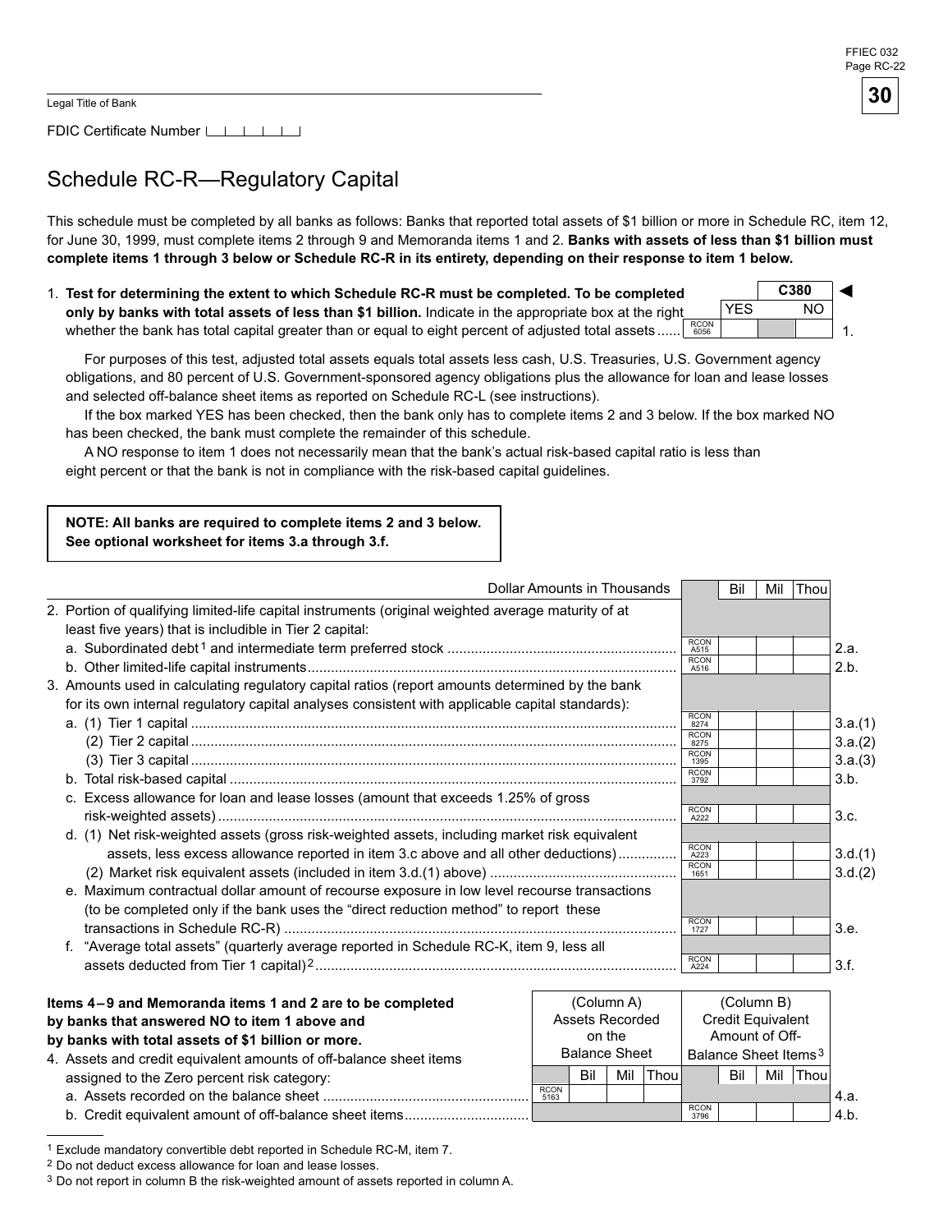Legal Title of Bank

FDIC Certificate Number

# Schedule RC-R—Regulatory Capital

This schedule must be completed by all banks as follows: Banks that reported total assets of $1 billion or more in Schedule RC, item 12, for June 30, 1999, must complete items 2 through 9 and Memoranda items 1 and 2. **Banks with assets of less than $1 billion must complete items 1 through 3 below or Schedule RC-R in its entirety, depending on their response to item 1 below.**

1. **Test for determining the extent to which Schedule RC-R must be completed. To be completed only by banks with total assets of less than $1 billion.** Indicate in the appropriate box at the right whether the bank has total capital greater than or equal to eight percent of adjusted total assets...... RCON 6056 | C380 | YES | NO | 1.

For purposes of this test, adjusted total assets equals total assets less cash, U.S. Treasuries, U.S. Government agency obligations, and 80 percent of U.S. Government-sponsored agency obligations plus the allowance for loan and lease losses and selected off-balance sheet items as reported on Schedule RC-L (see instructions).

If the box marked YES has been checked, then the bank only has to complete items 2 and 3 below. If the box marked NO has been checked, the bank must complete the remainder of this schedule.

A NO response to item 1 does not necessarily mean that the bank's actual risk-based capital ratio is less than eight percent or that the bank is not in compliance with the risk-based capital guidelines.

**NOTE: All banks are required to complete items 2 and 3 below. See optional worksheet for items 3.a through 3.f.**

| Dollar Amounts in Thousands | | Bil | Mil | Thou | |
|---|---|---|---|---|---|
| 2. Portion of qualifying limited-life capital instruments (original weighted average maturity of at least five years) that is includible in Tier 2 capital: | | | | | |
| a. Subordinated debt[1] and intermediate term preferred stock | RCON A515 | | | | 2.a. |
| b. Other limited-life capital instruments | RCON A516 | | | | 2.b. |
| 3. Amounts used in calculating regulatory capital ratios (report amounts determined by the bank for its own internal regulatory capital analyses consistent with applicable capital standards): | | | | | |
| a. (1) Tier 1 capital | RCON 8274 | | | | 3.a.(1) |
| (2) Tier 2 capital | RCON 8275 | | | | 3.a.(2) |
| (3) Tier 3 capital | RCON 1395 | | | | 3.a.(3) |
| b. Total risk-based capital | RCON 3792 | | | | 3.b. |
| c. Excess allowance for loan and lease losses (amount that exceeds 1.25% of gross risk-weighted assets) | RCON A222 | | | | 3.c. |
| d. (1) Net risk-weighted assets (gross risk-weighted assets, including market risk equivalent assets, less excess allowance reported in item 3.c above and all other deductions) | RCON A223 | | | | 3.d.(1) |
| (2) Market risk equivalent assets (included in item 3.d.(1) above) | RCON 1651 | | | | 3.d.(2) |
| e. Maximum contractual dollar amount of recourse exposure in low level recourse transactions (to be completed only if the bank uses the "direct reduction method" to report these transactions in Schedule RC-R) | RCON 1727 | | | | 3.e. |
| f. "Average total assets" (quarterly average reported in Schedule RC-K, item 9, less all assets deducted from Tier 1 capital)[2] | RCON A224 | | | | 3.f. |

**Items 4–9 and Memoranda items 1 and 2 are to be completed by banks that answered NO to item 1 above and by banks with total assets of $1 billion or more.**

| | (Column A) Assets Recorded on the Balance Sheet | | | | (Column B) Credit Equivalent Amount of Off-Balance Sheet Items[3] | | | | |
|---|---|---|---|---|---|---|---|---|---|
| | | Bil | Mil | Thou | | Bil | Mil | Thou | |
| 4. Assets and credit equivalent amounts of off-balance sheet items assigned to the Zero percent risk category: | | | | | | | | | |
| a. Assets recorded on the balance sheet | RCON 5163 | | | | | | | | 4.a. |
| b. Credit equivalent amount of off-balance sheet items | | | | | RCON 3796 | | | | 4.b. |

[1] Exclude mandatory convertible debt reported in Schedule RC-M, item 7.

[2] Do not deduct excess allowance for loan and lease losses.

[3] Do not report in column B the risk-weighted amount of assets reported in column A.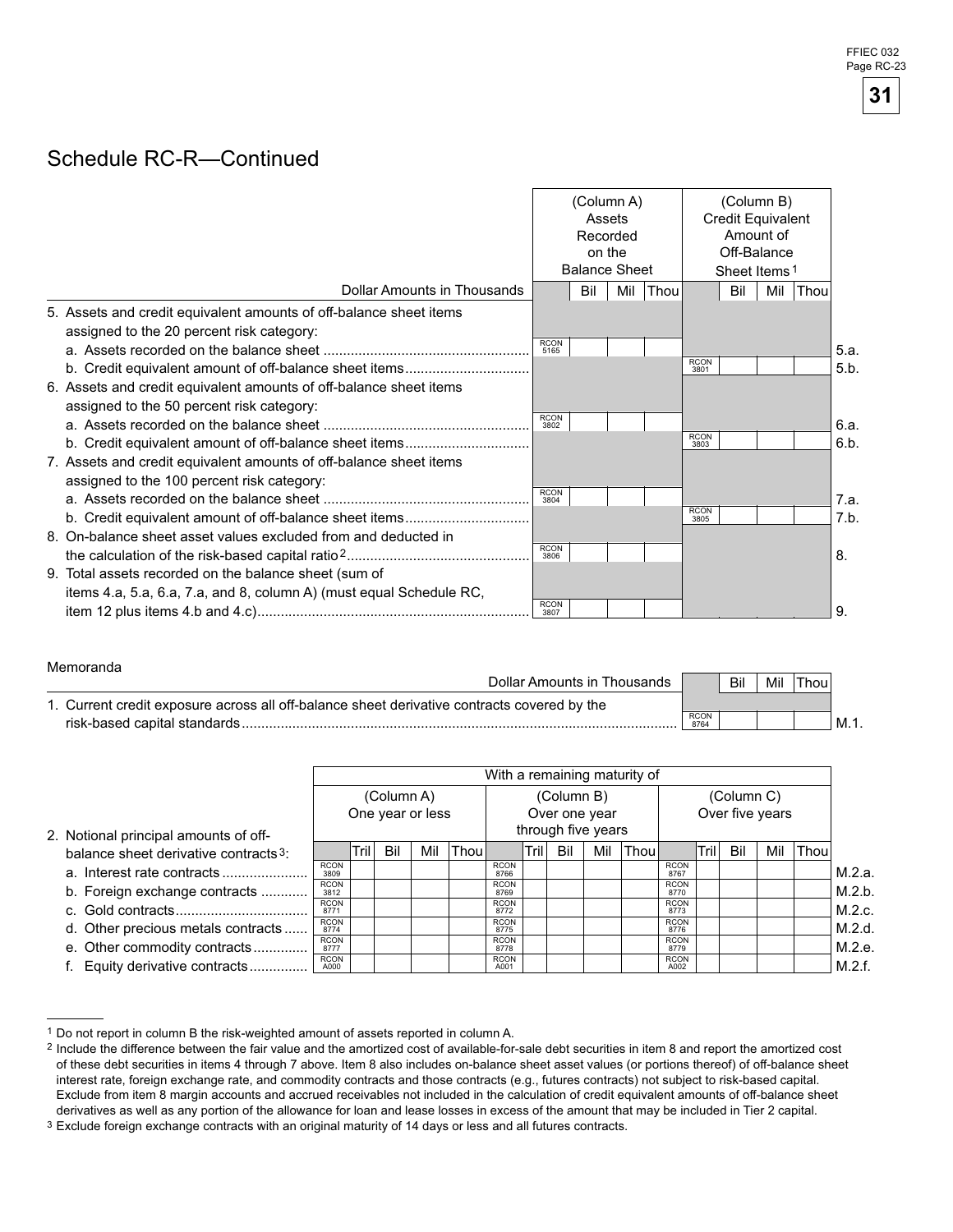FFIEC 032
Page RC-23

## Schedule RC-R—Continued

| Dollar Amounts in Thousands | (Column A) Assets Recorded on the Balance Sheet | (Column B) Credit Equivalent Amount of Off-Balance Sheet Items[1] | |
|---|---|---|---|
| 5. Assets and credit equivalent amounts of off-balance sheet items assigned to the 20 percent risk category: | | | |
| a. Assets recorded on the balance sheet | RCON 5165 | | 5.a. |
| b. Credit equivalent amount of off-balance sheet items | | RCON 3801 | 5.b. |
| 6. Assets and credit equivalent amounts of off-balance sheet items assigned to the 50 percent risk category: | | | |
| a. Assets recorded on the balance sheet | RCON 3802 | | 6.a. |
| b. Credit equivalent amount of off-balance sheet items | | RCON 3803 | 6.b. |
| 7. Assets and credit equivalent amounts of off-balance sheet items assigned to the 100 percent risk category: | | | |
| a. Assets recorded on the balance sheet | RCON 3804 | | 7.a. |
| b. Credit equivalent amount of off-balance sheet items | | RCON 3805 | 7.b. |
| 8. On-balance sheet asset values excluded from and deducted in the calculation of the risk-based capital ratio[2] | RCON 3806 | | 8. |
| 9. Total assets recorded on the balance sheet (sum of items 4.a, 5.a, 6.a, 7.a, and 8, column A) (must equal Schedule RC, item 12 plus items 4.b and 4.c) | RCON 3807 | | 9. |

### Memoranda

| Dollar Amounts in Thousands | Bil Mil Thou | |
|---|---|---|
| 1. Current credit exposure across all off-balance sheet derivative contracts covered by the risk-based capital standards | RCON 8764 | M.1. |

| 2. Notional principal amounts of off-balance sheet derivative contracts[3]: | With a remaining maturity of (Column A) One year or less | (Column B) Over one year through five years | (Column C) Over five years | |
|---|---|---|---|---|
| a. Interest rate contracts | RCON 3809 | RCON 8766 | RCON 8767 | M.2.a. |
| b. Foreign exchange contracts | RCON 3812 | RCON 8769 | RCON 8770 | M.2.b. |
| c. Gold contracts | RCON 8771 | RCON 8772 | RCON 8773 | M.2.c. |
| d. Other precious metals contracts | RCON 8774 | RCON 8775 | RCON 8776 | M.2.d. |
| e. Other commodity contracts | RCON 8777 | RCON 8778 | RCON 8779 | M.2.e. |
| f. Equity derivative contracts | RCON A000 | RCON A001 | RCON A002 | M.2.f. |

---

[1] Do not report in column B the risk-weighted amount of assets reported in column A.

[2] Include the difference between the fair value and the amortized cost of available-for-sale debt securities in item 8 and report the amortized cost of these debt securities in items 4 through 7 above. Item 8 also includes on-balance sheet asset values (or portions thereof) of off-balance sheet interest rate, foreign exchange rate, and commodity contracts and those contracts (e.g., futures contracts) not subject to risk-based capital. Exclude from item 8 margin accounts and accrued receivables not included in the calculation of credit equivalent amounts of off-balance sheet derivatives as well as any portion of the allowance for loan and lease losses in excess of the amount that may be included in Tier 2 capital.

[3] Exclude foreign exchange contracts with an original maturity of 14 days or less and all futures contracts.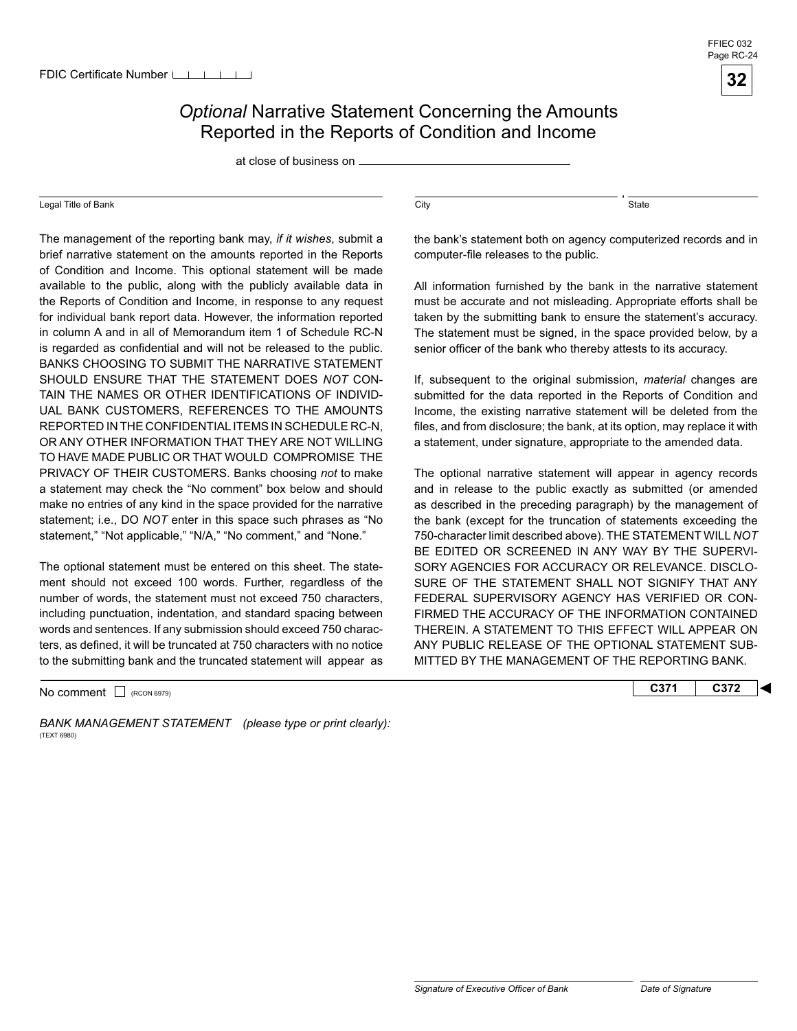FDIC Certificate Number

# *Optional* Narrative Statement Concerning the Amounts Reported in the Reports of Condition and Income

at close of business on ______________________

Legal Title of Bank | City, State

The management of the reporting bank may, *if it wishes*, submit a brief narrative statement on the amounts reported in the Reports of Condition and Income. This optional statement will be made available to the public, along with the publicly available data in the Reports of Condition and Income, in response to any request for individual bank report data. However, the information reported in column A and in all of Memorandum item 1 of Schedule RC-N is regarded as confidential and will not be released to the public. BANKS CHOOSING TO SUBMIT THE NARRATIVE STATEMENT SHOULD ENSURE THAT THE STATEMENT DOES *NOT* CONTAIN THE NAMES OR OTHER IDENTIFICATIONS OF INDIVIDUAL BANK CUSTOMERS, REFERENCES TO THE AMOUNTS REPORTED IN THE CONFIDENTIAL ITEMS IN SCHEDULE RC-N, OR ANY OTHER INFORMATION THAT THEY ARE NOT WILLING TO HAVE MADE PUBLIC OR THAT WOULD COMPROMISE THE PRIVACY OF THEIR CUSTOMERS. Banks choosing *not* to make a statement may check the "No comment" box below and should make no entries of any kind in the space provided for the narrative statement; i.e., DO *NOT* enter in this space such phrases as "No statement," "Not applicable," "N/A," "No comment," and "None."

The optional statement must be entered on this sheet. The statement should not exceed 100 words. Further, regardless of the number of words, the statement must not exceed 750 characters, including punctuation, indentation, and standard spacing between words and sentences. If any submission should exceed 750 characters, as defined, it will be truncated at 750 characters with no notice to the submitting bank and the truncated statement will appear as the bank's statement both on agency computerized records and in computer-file releases to the public.

All information furnished by the bank in the narrative statement must be accurate and not misleading. Appropriate efforts shall be taken by the submitting bank to ensure the statement's accuracy. The statement must be signed, in the space provided below, by a senior officer of the bank who thereby attests to its accuracy.

If, subsequent to the original submission, *material* changes are submitted for the data reported in the Reports of Condition and Income, the existing narrative statement will be deleted from the files, and from disclosure; the bank, at its option, may replace it with a statement, under signature, appropriate to the amended data.

The optional narrative statement will appear in agency records and in release to the public exactly as submitted (or amended as described in the preceding paragraph) by the management of the bank (except for the truncation of statements exceeding the 750-character limit described above). THE STATEMENT WILL *NOT* BE EDITED OR SCREENED IN ANY WAY BY THE SUPERVISORY AGENCIES FOR ACCURACY OR RELEVANCE. DISCLOSURE OF THE STATEMENT SHALL NOT SIGNIFY THAT ANY FEDERAL SUPERVISORY AGENCY HAS VERIFIED OR CONFIRMED THE ACCURACY OF THE INFORMATION CONTAINED THEREIN. A STATEMENT TO THIS EFFECT WILL APPEAR ON ANY PUBLIC RELEASE OF THE OPTIONAL STATEMENT SUBMITTED BY THE MANAGEMENT OF THE REPORTING BANK.

No comment ☐ (RCON 6979) | C371 | C372 ◄

*BANK MANAGEMENT STATEMENT (please type or print clearly):*
(TEXT 6980)

*Signature of Executive Officer of Bank* | *Date of Signature*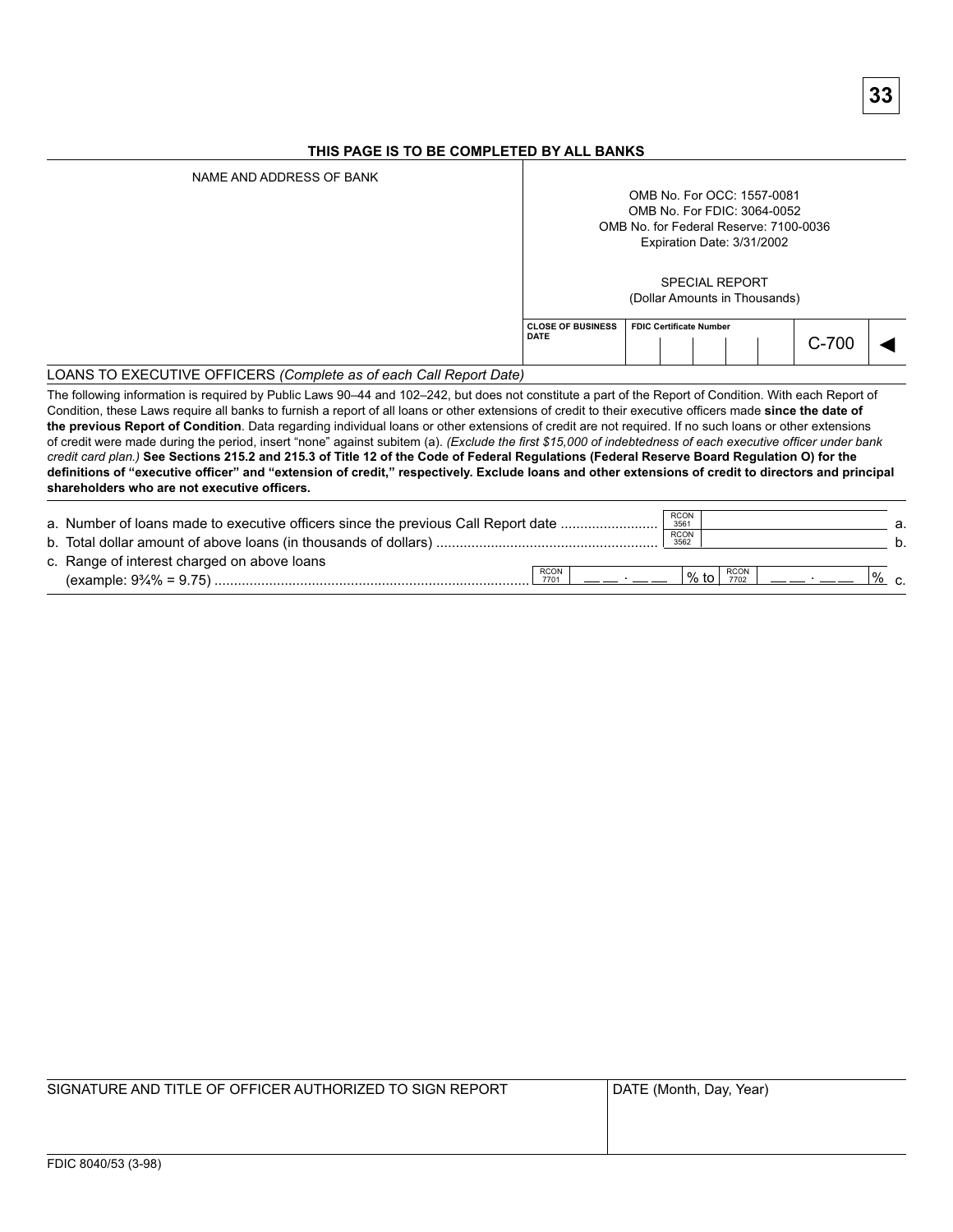**THIS PAGE IS TO BE COMPLETED BY ALL BANKS**

| NAME AND ADDRESS OF BANK | OMB No. For OCC: 1557-0081<br>OMB No. For FDIC: 3064-0052<br>OMB No. for Federal Reserve: 7100-0036<br>Expiration Date: 3/31/2002<br><br>SPECIAL REPORT<br>(Dollar Amounts in Thousands) |
|---|---|
| | **CLOSE OF BUSINESS DATE** \| **FDIC Certificate Number** \| C-700 ◀ |

LOANS TO EXECUTIVE OFFICERS *(Complete as of each Call Report Date)*

The following information is required by Public Laws 90–44 and 102–242, but does not constitute a part of the Report of Condition. With each Report of Condition, these Laws require all banks to furnish a report of all loans or other extensions of credit to their executive officers made **since the date of the previous Report of Condition**. Data regarding individual loans or other extensions of credit are not required. If no such loans or other extensions of credit were made during the period, insert "none" against subitem (a). *(Exclude the first $15,000 of indebtedness of each executive officer under bank credit card plan.)* **See Sections 215.2 and 215.3 of Title 12 of the Code of Federal Regulations (Federal Reserve Board Regulation O) for the definitions of "executive officer" and "extension of credit," respectively. Exclude loans and other extensions of credit to directors and principal shareholders who are not executive officers.**

| | | | | |
|---|---|---|---|---|
| a. Number of loans made to executive officers since the previous Call Report date | | RCON 3561 | | a. |
| b. Total dollar amount of above loans (in thousands of dollars) | | RCON 3562 | | b. |
| c. Range of interest charged on above loans (example: 9¾% = 9.75) | RCON 7701 __ __ . __ __ % to | RCON 7702 | __ __ . __ __ % | c. |

| SIGNATURE AND TITLE OF OFFICER AUTHORIZED TO SIGN REPORT | DATE (Month, Day, Year) |
|---|---|
| | |

FDIC 8040/53 (3-98)